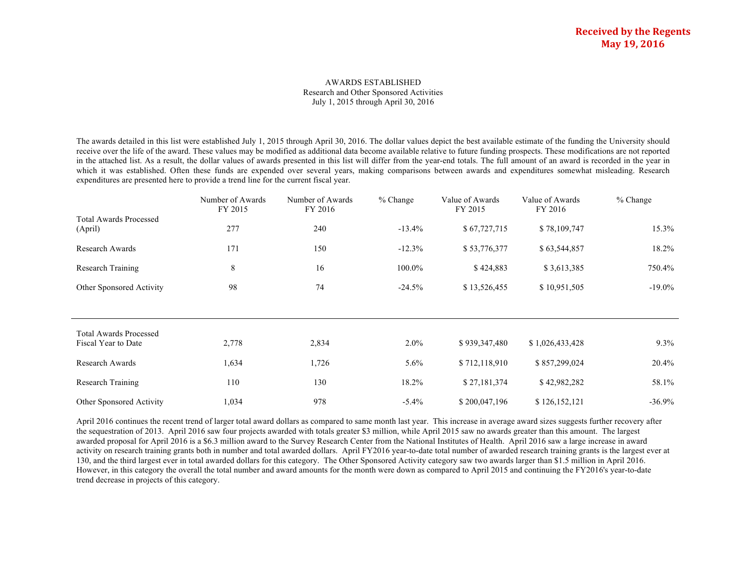**Received by the Regents May 19, 2016**

# AWARDS ESTABLISHED
## Research and Other Sponsored Activities
## July 1, 2015 through April 30, 2016

The awards detailed in this list were established July 1, 2015 through April 30, 2016. The dollar values depict the best available estimate of the funding the University should receive over the life of the award. These values may be modified as additional data become available relative to future funding prospects. These modifications are not reported in the attached list. As a result, the dollar values of awards presented in this list will differ from the year-end totals. The full amount of an award is recorded in the year in which it was established. Often these funds are expended over several years, making comparisons between awards and expenditures somewhat misleading. Research expenditures are presented here to provide a trend line for the current fiscal year.

| | Number of Awards FY 2015 | Number of Awards FY 2016 | % Change | Value of Awards FY 2015 | Value of Awards FY 2016 | % Change |
|---|---|---|---|---|---|---|
| Total Awards Processed (April) | 277 | 240 | -13.4% | $ 67,727,715 | $ 78,109,747 | 15.3% |
| Research Awards | 171 | 150 | -12.3% | $ 53,776,377 | $ 63,544,857 | 18.2% |
| Research Training | 8 | 16 | 100.0% | $ 424,883 | $ 3,613,385 | 750.4% |
| Other Sponsored Activity | 98 | 74 | -24.5% | $ 13,526,455 | $ 10,951,505 | -19.0% |
| Total Awards Processed Fiscal Year to Date | 2,778 | 2,834 | 2.0% | $ 939,347,480 | $ 1,026,433,428 | 9.3% |
| Research Awards | 1,634 | 1,726 | 5.6% | $ 712,118,910 | $ 857,299,024 | 20.4% |
| Research Training | 110 | 130 | 18.2% | $ 27,181,374 | $ 42,982,282 | 58.1% |
| Other Sponsored Activity | 1,034 | 978 | -5.4% | $ 200,047,196 | $ 126,152,121 | -36.9% |

April 2016 continues the recent trend of larger total award dollars as compared to same month last year. This increase in average award sizes suggests further recovery after the sequestration of 2013. April 2016 saw four projects awarded with totals greater $3 million, while April 2015 saw no awards greater than this amount. The largest awarded proposal for April 2016 is a $6.3 million award to the Survey Research Center from the National Institutes of Health. April 2016 saw a large increase in award activity on research training grants both in number and total awarded dollars. April FY2016 year-to-date total number of awarded research training grants is the largest ever at 130, and the third largest ever in total awarded dollars for this category. The Other Sponsored Activity category saw two awards larger than $1.5 million in April 2016. However, in this category the overall the total number and award amounts for the month were down as compared to April 2015 and continuing the FY2016's year-to-date trend decrease in projects of this category.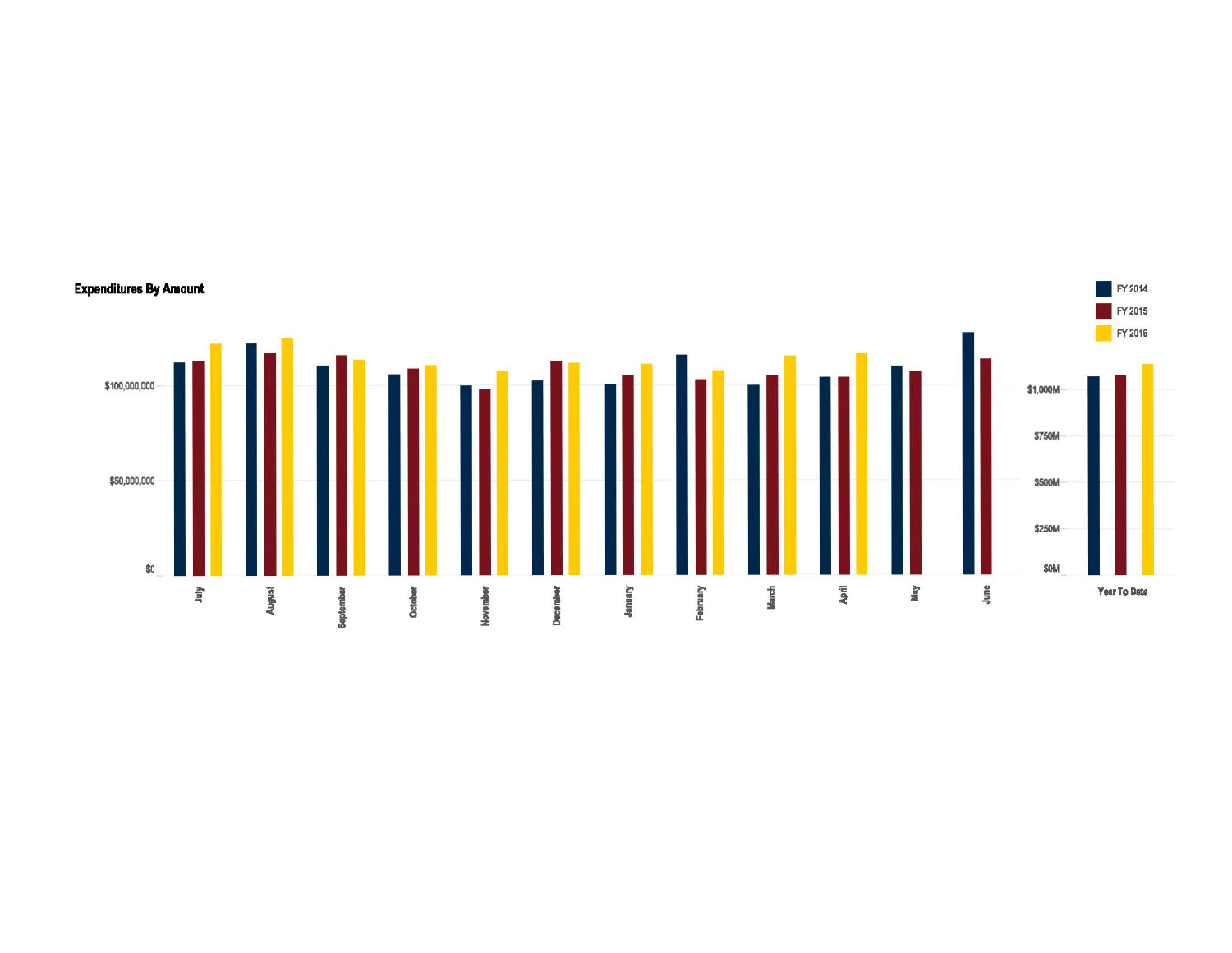**Expenditures By Amount**

FY 2014
FY 2015
FY 2016

$100,000,000
$50,000,000
$0

July
August
September
October
November
December
January
February
March
April
May
June

$1,000M
$750M
$500M
$250M
$0M

Year To Date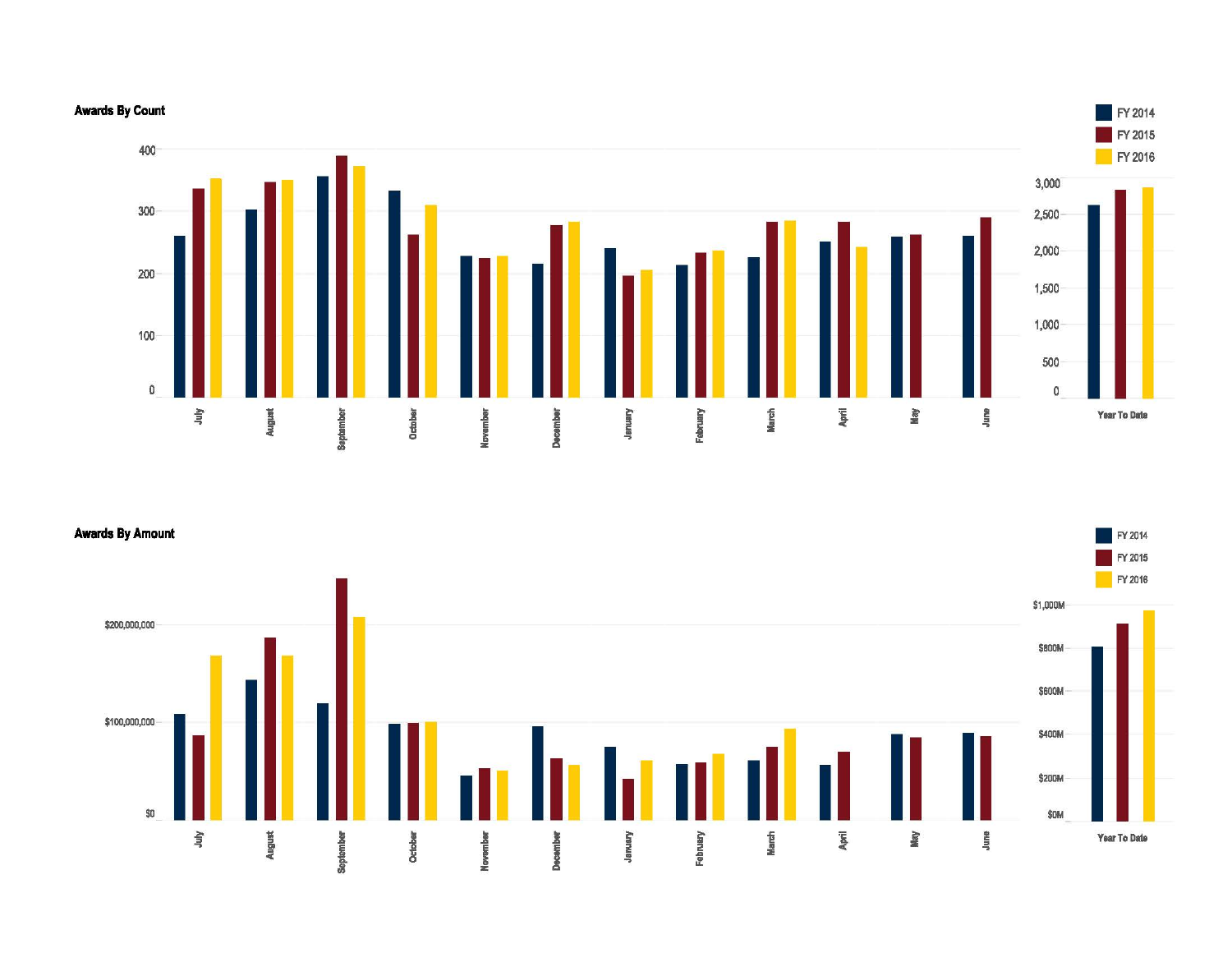## Awards By Count

FY 2014 | FY 2015 | FY 2016

400, 300, 200, 100, 0

July, August, September, October, November, December, January, February, March, April, May, June

3,000, 2,500, 2,000, 1,500, 1,000, 500, 0

Year To Date

## Awards By Amount

FY 2014 | FY 2015 | FY 2016

$200,000,000, $100,000,000, $0

July, August, September, October, November, December, January, February, March, April, May, June

$1,000M, $800M, $600M, $400M, $200M, $0M

Year To Date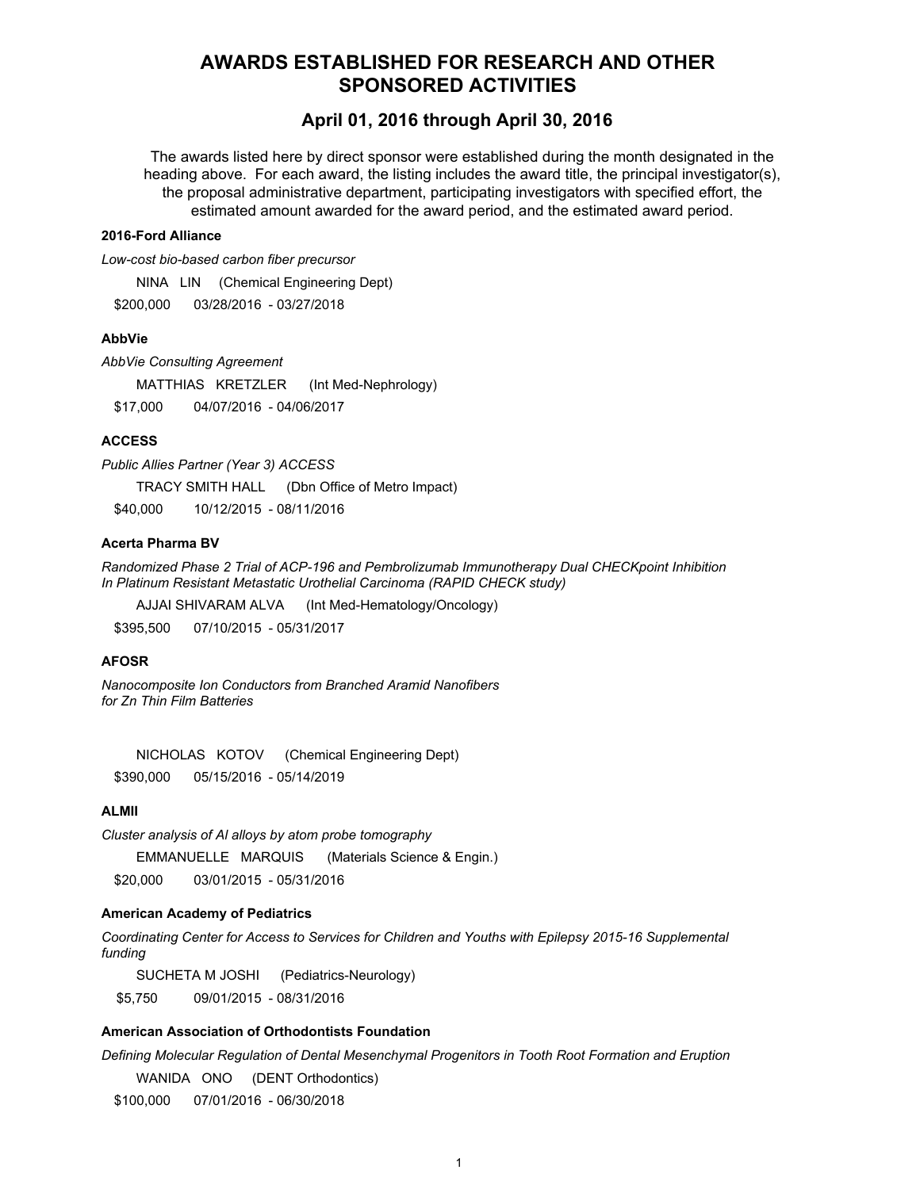# AWARDS ESTABLISHED FOR RESEARCH AND OTHER SPONSORED ACTIVITIES

## April 01, 2016 through April 30, 2016

The awards listed here by direct sponsor were established during the month designated in the heading above. For each award, the listing includes the award title, the principal investigator(s), the proposal administrative department, participating investigators with specified effort, the estimated amount awarded for the award period, and the estimated award period.

**2016-Ford Alliance**

*Low-cost bio-based carbon fiber precursor*

NINA LIN (Chemical Engineering Dept)

$200,000 03/28/2016 - 03/27/2018

**AbbVie**

*AbbVie Consulting Agreement*

MATTHIAS KRETZLER (Int Med-Nephrology)

$17,000 04/07/2016 - 04/06/2017

**ACCESS**

*Public Allies Partner (Year 3) ACCESS*

TRACY SMITH HALL (Dbn Office of Metro Impact)

$40,000 10/12/2015 - 08/11/2016

**Acerta Pharma BV**

*Randomized Phase 2 Trial of ACP-196 and Pembrolizumab Immunotherapy Dual CHECKpoint Inhibition In Platinum Resistant Metastatic Urothelial Carcinoma (RAPID CHECK study)*

AJJAI SHIVARAM ALVA (Int Med-Hematology/Oncology)

$395,500 07/10/2015 - 05/31/2017

**AFOSR**

*Nanocomposite Ion Conductors from Branched Aramid Nanofibers for Zn Thin Film Batteries*

NICHOLAS KOTOV (Chemical Engineering Dept)

$390,000 05/15/2016 - 05/14/2019

**ALMII**

*Cluster analysis of Al alloys by atom probe tomography*

EMMANUELLE MARQUIS (Materials Science & Engin.)

$20,000 03/01/2015 - 05/31/2016

**American Academy of Pediatrics**

*Coordinating Center for Access to Services for Children and Youths with Epilepsy 2015-16 Supplemental funding*

SUCHETA M JOSHI (Pediatrics-Neurology)

$5,750 09/01/2015 - 08/31/2016

**American Association of Orthodontists Foundation**

*Defining Molecular Regulation of Dental Mesenchymal Progenitors in Tooth Root Formation and Eruption*

WANIDA ONO (DENT Orthodontics)

$100,000 07/01/2016 - 06/30/2018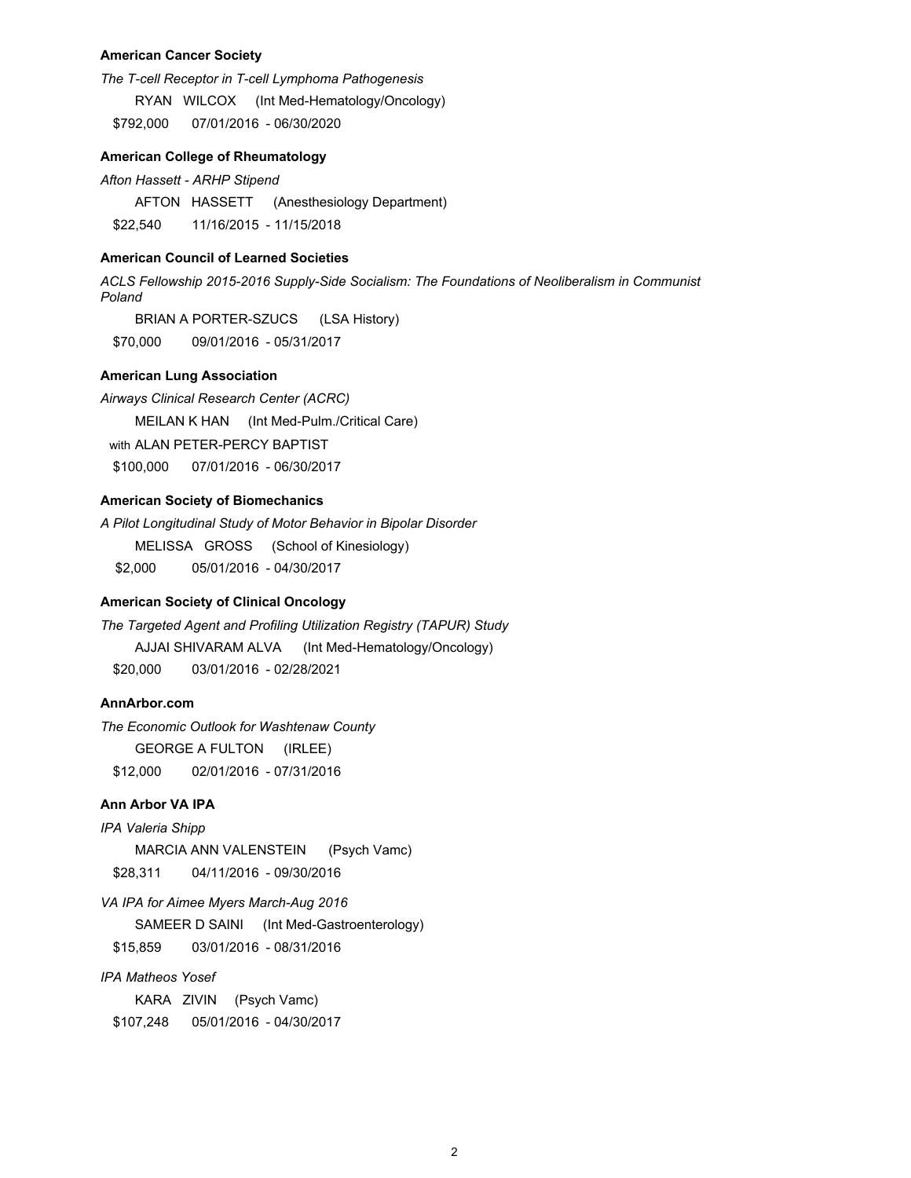**American Cancer Society**

*The T-cell Receptor in T-cell Lymphoma Pathogenesis*

RYAN WILCOX (Int Med-Hematology/Oncology)

$792,000 07/01/2016 - 06/30/2020

**American College of Rheumatology**

*Afton Hassett - ARHP Stipend*

AFTON HASSETT (Anesthesiology Department)

$22,540 11/16/2015 - 11/15/2018

**American Council of Learned Societies**

*ACLS Fellowship 2015-2016 Supply-Side Socialism: The Foundations of Neoliberalism in Communist Poland*

BRIAN A PORTER-SZUCS (LSA History)

$70,000 09/01/2016 - 05/31/2017

**American Lung Association**

*Airways Clinical Research Center (ACRC)*

MEILAN K HAN (Int Med-Pulm./Critical Care)

with ALAN PETER-PERCY BAPTIST

$100,000 07/01/2016 - 06/30/2017

**American Society of Biomechanics**

*A Pilot Longitudinal Study of Motor Behavior in Bipolar Disorder*

MELISSA GROSS (School of Kinesiology)

$2,000 05/01/2016 - 04/30/2017

**American Society of Clinical Oncology**

*The Targeted Agent and Profiling Utilization Registry (TAPUR) Study*

AJJAI SHIVARAM ALVA (Int Med-Hematology/Oncology)

$20,000 03/01/2016 - 02/28/2021

**AnnArbor.com**

*The Economic Outlook for Washtenaw County*

GEORGE A FULTON (IRLEE)

$12,000 02/01/2016 - 07/31/2016

**Ann Arbor VA IPA**

*IPA Valeria Shipp*

MARCIA ANN VALENSTEIN (Psych Vamc)

$28,311 04/11/2016 - 09/30/2016

*VA IPA for Aimee Myers March-Aug 2016*

SAMEER D SAINI (Int Med-Gastroenterology)

$15,859 03/01/2016 - 08/31/2016

*IPA Matheos Yosef*

KARA ZIVIN (Psych Vamc)

$107,248 05/01/2016 - 04/30/2017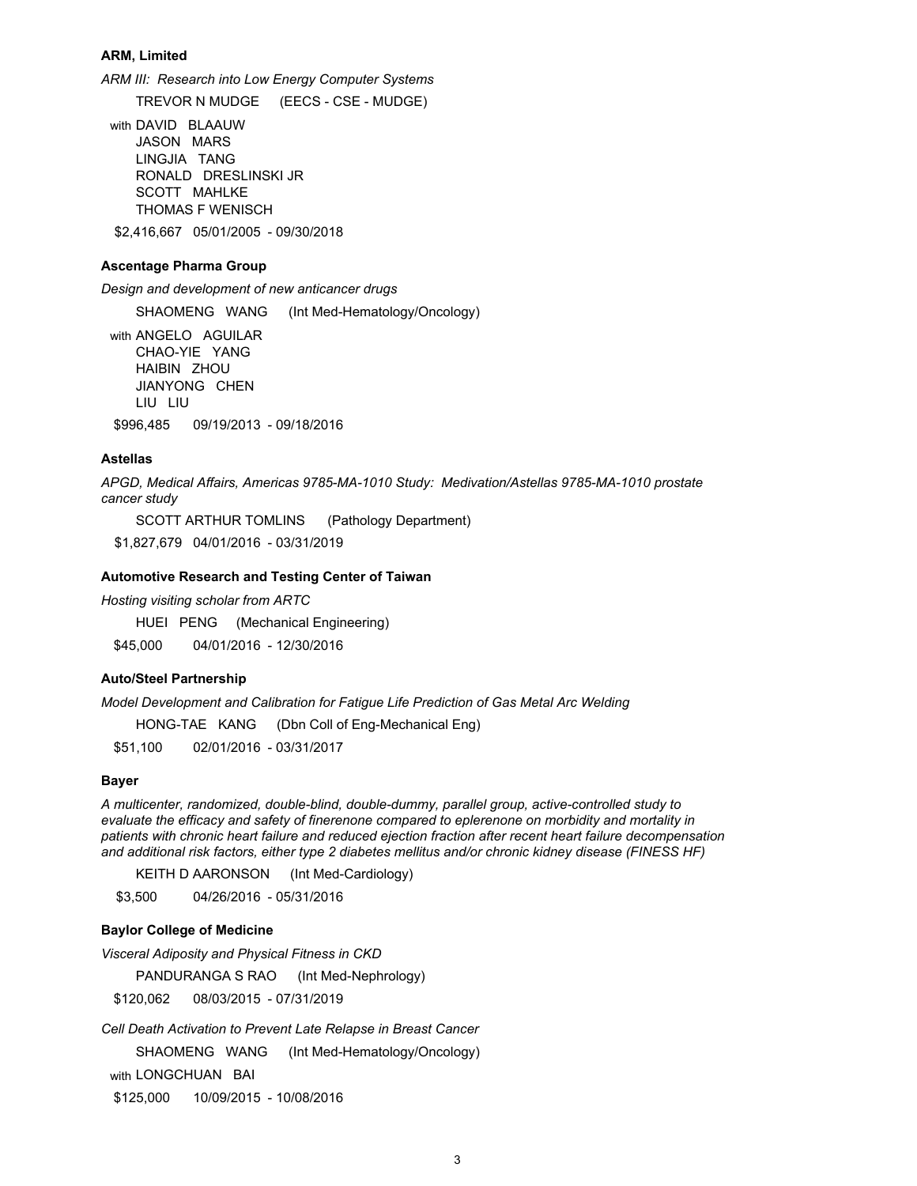**ARM, Limited**

*ARM III: Research into Low Energy Computer Systems*

TREVOR N MUDGE (EECS - CSE - MUDGE)

with DAVID BLAAUW
JASON MARS
LINGJIA TANG
RONALD DRESLINSKI JR
SCOTT MAHLKE
THOMAS F WENISCH

$2,416,667 05/01/2005 - 09/30/2018

**Ascentage Pharma Group**

*Design and development of new anticancer drugs*

SHAOMENG WANG (Int Med-Hematology/Oncology)

with ANGELO AGUILAR
CHAO-YIE YANG
HAIBIN ZHOU
JIANYONG CHEN
LIU LIU

$996,485 09/19/2013 - 09/18/2016

**Astellas**

*APGD, Medical Affairs, Americas 9785-MA-1010 Study: Medivation/Astellas 9785-MA-1010 prostate cancer study*

SCOTT ARTHUR TOMLINS (Pathology Department)

$1,827,679 04/01/2016 - 03/31/2019

**Automotive Research and Testing Center of Taiwan**

*Hosting visiting scholar from ARTC*

HUEI PENG (Mechanical Engineering)

$45,000 04/01/2016 - 12/30/2016

**Auto/Steel Partnership**

*Model Development and Calibration for Fatigue Life Prediction of Gas Metal Arc Welding*

HONG-TAE KANG (Dbn Coll of Eng-Mechanical Eng)

$51,100 02/01/2016 - 03/31/2017

**Bayer**

*A multicenter, randomized, double-blind, double-dummy, parallel group, active-controlled study to evaluate the efficacy and safety of finerenone compared to eplerenone on morbidity and mortality in patients with chronic heart failure and reduced ejection fraction after recent heart failure decompensation and additional risk factors, either type 2 diabetes mellitus and/or chronic kidney disease (FINESS HF)*

KEITH D AARONSON (Int Med-Cardiology)

$3,500 04/26/2016 - 05/31/2016

**Baylor College of Medicine**

*Visceral Adiposity and Physical Fitness in CKD*

PANDURANGA S RAO (Int Med-Nephrology)

$120,062 08/03/2015 - 07/31/2019

*Cell Death Activation to Prevent Late Relapse in Breast Cancer*

SHAOMENG WANG (Int Med-Hematology/Oncology)

with LONGCHUAN BAI

$125,000 10/09/2015 - 10/08/2016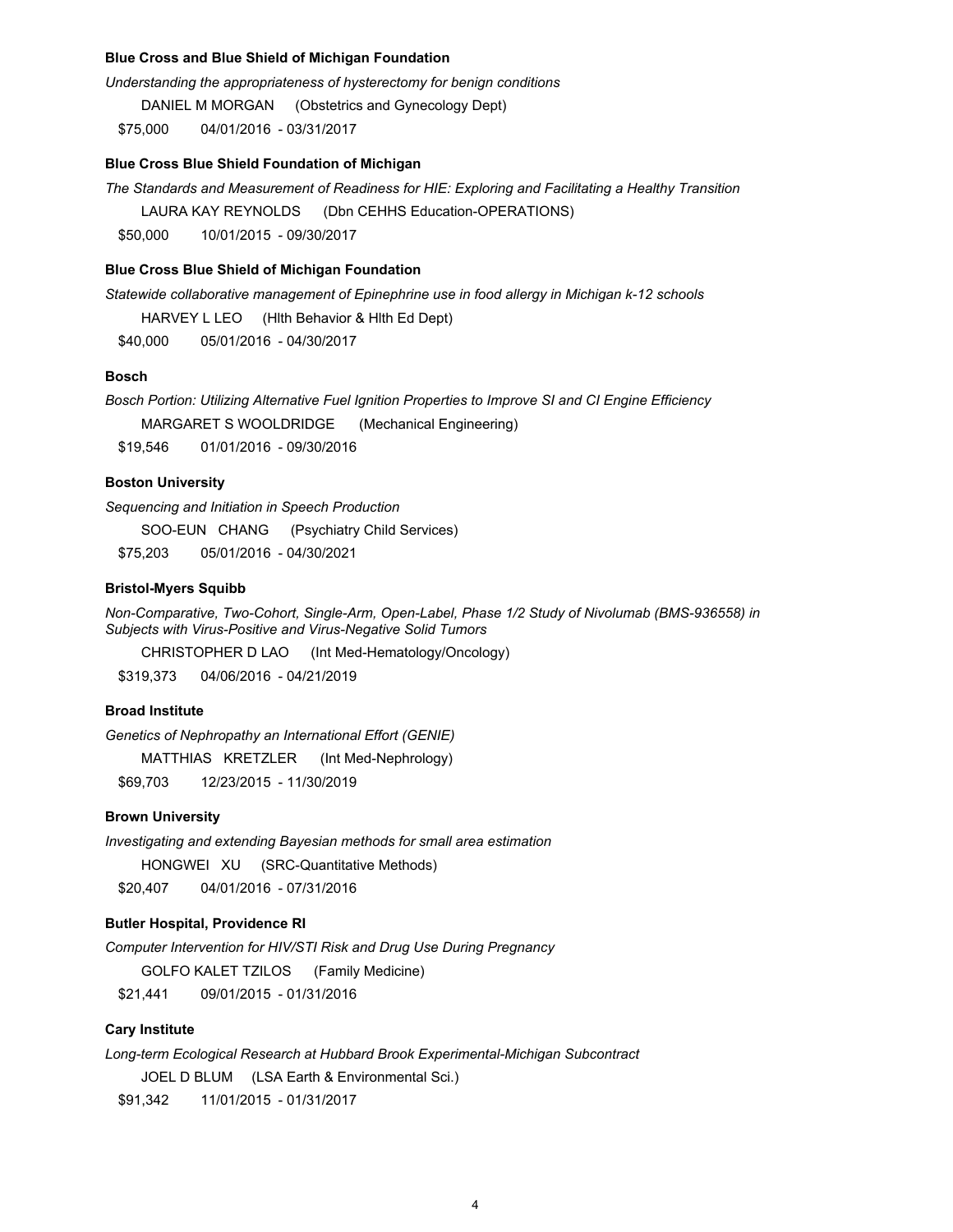**Blue Cross and Blue Shield of Michigan Foundation**

*Understanding the appropriateness of hysterectomy for benign conditions*

DANIEL M MORGAN (Obstetrics and Gynecology Dept)

$75,000 04/01/2016 - 03/31/2017

**Blue Cross Blue Shield Foundation of Michigan**

*The Standards and Measurement of Readiness for HIE: Exploring and Facilitating a Healthy Transition*

LAURA KAY REYNOLDS (Dbn CEHHS Education-OPERATIONS)

$50,000 10/01/2015 - 09/30/2017

**Blue Cross Blue Shield of Michigan Foundation**

*Statewide collaborative management of Epinephrine use in food allergy in Michigan k-12 schools*

HARVEY L LEO (Hlth Behavior & Hlth Ed Dept)

$40,000 05/01/2016 - 04/30/2017

**Bosch**

*Bosch Portion: Utilizing Alternative Fuel Ignition Properties to Improve SI and CI Engine Efficiency*

MARGARET S WOOLDRIDGE (Mechanical Engineering)

$19,546 01/01/2016 - 09/30/2016

**Boston University**

*Sequencing and Initiation in Speech Production*

SOO-EUN CHANG (Psychiatry Child Services)

$75,203 05/01/2016 - 04/30/2021

**Bristol-Myers Squibb**

*Non-Comparative, Two-Cohort, Single-Arm, Open-Label, Phase 1/2 Study of Nivolumab (BMS-936558) in Subjects with Virus-Positive and Virus-Negative Solid Tumors*

CHRISTOPHER D LAO (Int Med-Hematology/Oncology)

$319,373 04/06/2016 - 04/21/2019

**Broad Institute**

*Genetics of Nephropathy an International Effort (GENIE)*

MATTHIAS KRETZLER (Int Med-Nephrology)

$69,703 12/23/2015 - 11/30/2019

**Brown University**

*Investigating and extending Bayesian methods for small area estimation*

HONGWEI XU (SRC-Quantitative Methods)

$20,407 04/01/2016 - 07/31/2016

**Butler Hospital, Providence RI**

*Computer Intervention for HIV/STI Risk and Drug Use During Pregnancy*

GOLFO KALET TZILOS (Family Medicine)

$21,441 09/01/2015 - 01/31/2016

**Cary Institute**

*Long-term Ecological Research at Hubbard Brook Experimental-Michigan Subcontract*

JOEL D BLUM (LSA Earth & Environmental Sci.)

$91,342 11/01/2015 - 01/31/2017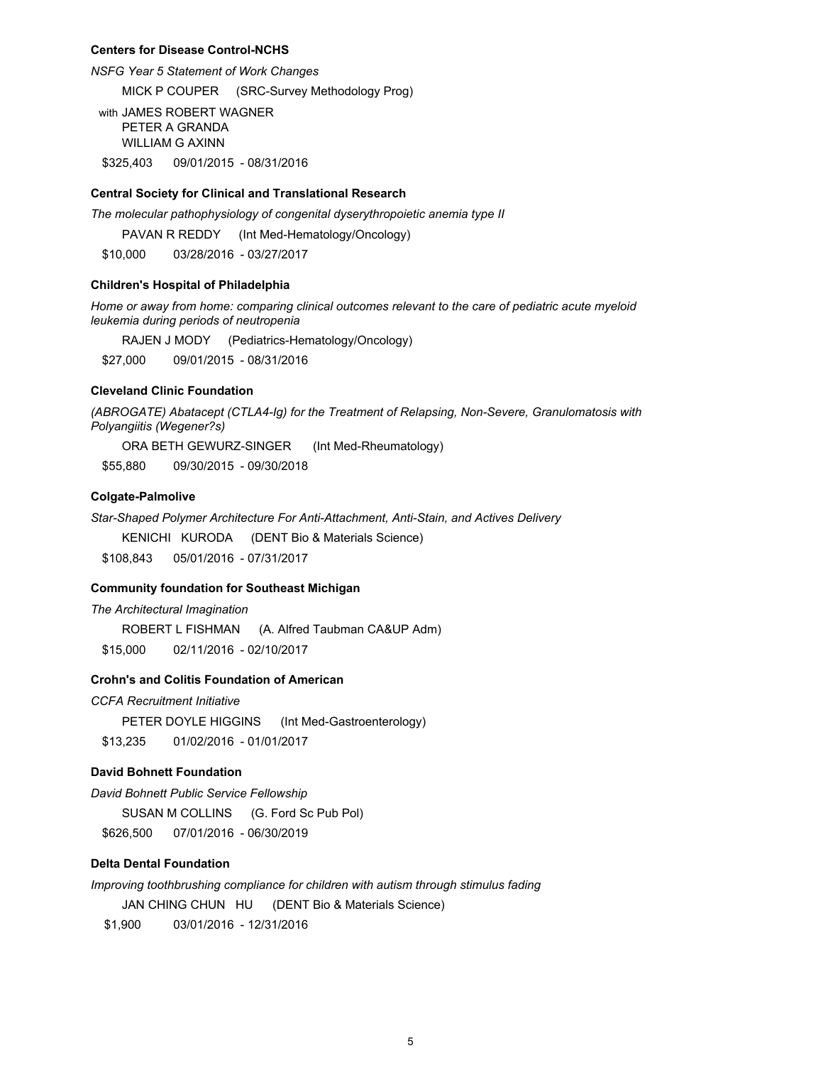**Centers for Disease Control-NCHS**

*NSFG Year 5 Statement of Work Changes*

MICK P COUPER (SRC-Survey Methodology Prog)

with JAMES ROBERT WAGNER
PETER A GRANDA
WILLIAM G AXINN

$325,403 09/01/2015 - 08/31/2016

**Central Society for Clinical and Translational Research**

*The molecular pathophysiology of congenital dyserythropoietic anemia type II*

PAVAN R REDDY (Int Med-Hematology/Oncology)

$10,000 03/28/2016 - 03/27/2017

**Children's Hospital of Philadelphia**

*Home or away from home: comparing clinical outcomes relevant to the care of pediatric acute myeloid leukemia during periods of neutropenia*

RAJEN J MODY (Pediatrics-Hematology/Oncology)

$27,000 09/01/2015 - 08/31/2016

**Cleveland Clinic Foundation**

*(ABROGATE) Abatacept (CTLA4-Ig) for the Treatment of Relapsing, Non-Severe, Granulomatosis with Polyangiitis (Wegener?s)*

ORA BETH GEWURZ-SINGER (Int Med-Rheumatology)

$55,880 09/30/2015 - 09/30/2018

**Colgate-Palmolive**

*Star-Shaped Polymer Architecture For Anti-Attachment, Anti-Stain, and Actives Delivery*

KENICHI KURODA (DENT Bio & Materials Science)

$108,843 05/01/2016 - 07/31/2017

**Community foundation for Southeast Michigan**

*The Architectural Imagination*

ROBERT L FISHMAN (A. Alfred Taubman CA&UP Adm)

$15,000 02/11/2016 - 02/10/2017

**Crohn's and Colitis Foundation of American**

*CCFA Recruitment Initiative*

PETER DOYLE HIGGINS (Int Med-Gastroenterology)

$13,235 01/02/2016 - 01/01/2017

**David Bohnett Foundation**

*David Bohnett Public Service Fellowship*

SUSAN M COLLINS (G. Ford Sc Pub Pol)

$626,500 07/01/2016 - 06/30/2019

**Delta Dental Foundation**

*Improving toothbrushing compliance for children with autism through stimulus fading*

JAN CHING CHUN HU (DENT Bio & Materials Science)

$1,900 03/01/2016 - 12/31/2016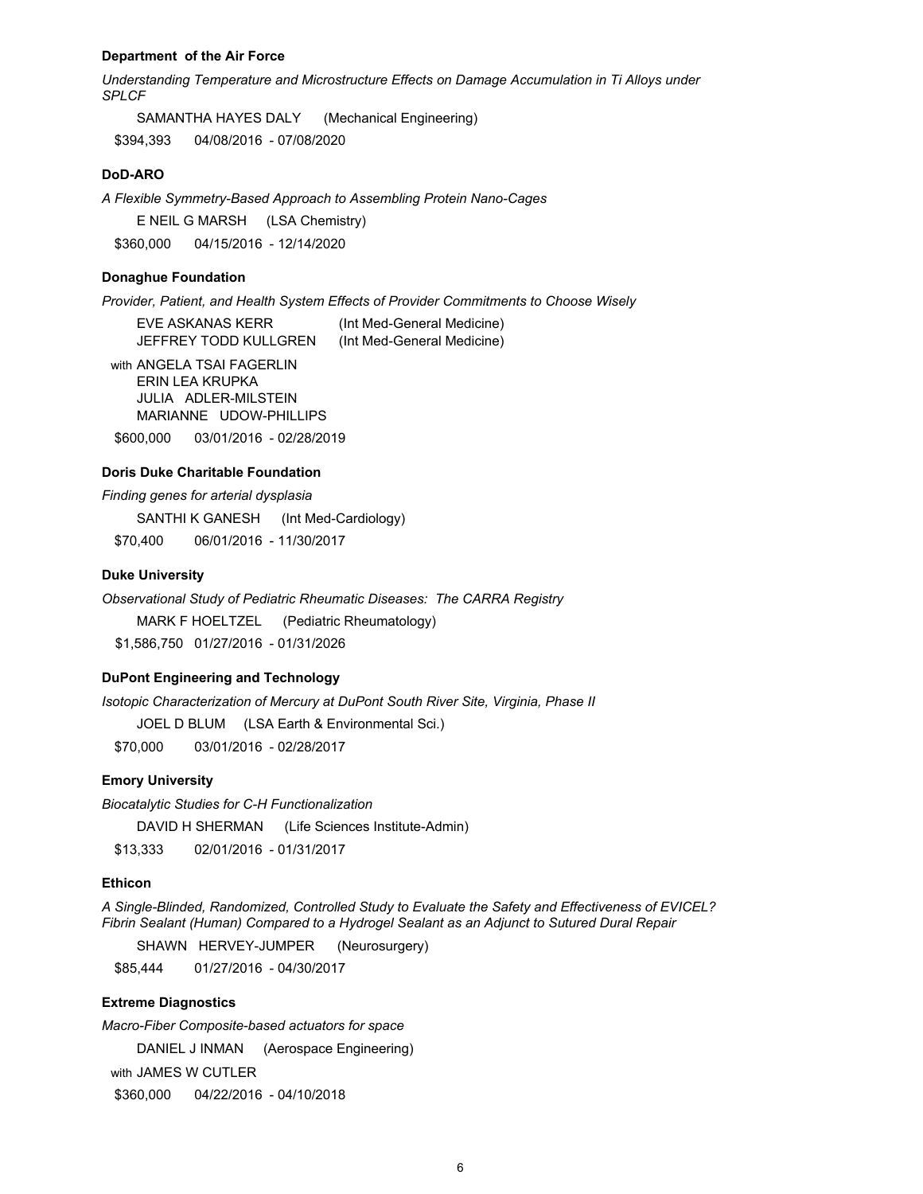**Department of the Air Force**

*Understanding Temperature and Microstructure Effects on Damage Accumulation in Ti Alloys under SPLCF*

SAMANTHA HAYES DALY (Mechanical Engineering)

$394,393 04/08/2016 - 07/08/2020

**DoD-ARO**

*A Flexible Symmetry-Based Approach to Assembling Protein Nano-Cages*

E NEIL G MARSH (LSA Chemistry)

$360,000 04/15/2016 - 12/14/2020

**Donaghue Foundation**

*Provider, Patient, and Health System Effects of Provider Commitments to Choose Wisely*

EVE ASKANAS KERR (Int Med-General Medicine)
JEFFREY TODD KULLGREN (Int Med-General Medicine)

with ANGELA TSAI FAGERLIN
ERIN LEA KRUPKA
JULIA ADLER-MILSTEIN
MARIANNE UDOW-PHILLIPS

$600,000 03/01/2016 - 02/28/2019

**Doris Duke Charitable Foundation**

*Finding genes for arterial dysplasia*

SANTHI K GANESH (Int Med-Cardiology)

$70,400 06/01/2016 - 11/30/2017

**Duke University**

*Observational Study of Pediatric Rheumatic Diseases: The CARRA Registry*

MARK F HOELTZEL (Pediatric Rheumatology)

$1,586,750 01/27/2016 - 01/31/2026

**DuPont Engineering and Technology**

*Isotopic Characterization of Mercury at DuPont South River Site, Virginia, Phase II*

JOEL D BLUM (LSA Earth & Environmental Sci.)

$70,000 03/01/2016 - 02/28/2017

**Emory University**

*Biocatalytic Studies for C-H Functionalization*

DAVID H SHERMAN (Life Sciences Institute-Admin)

$13,333 02/01/2016 - 01/31/2017

**Ethicon**

*A Single-Blinded, Randomized, Controlled Study to Evaluate the Safety and Effectiveness of EVICEL? Fibrin Sealant (Human) Compared to a Hydrogel Sealant as an Adjunct to Sutured Dural Repair*

SHAWN HERVEY-JUMPER (Neurosurgery)

$85,444 01/27/2016 - 04/30/2017

**Extreme Diagnostics**

*Macro-Fiber Composite-based actuators for space*

DANIEL J INMAN (Aerospace Engineering)

with JAMES W CUTLER

$360,000 04/22/2016 - 04/10/2018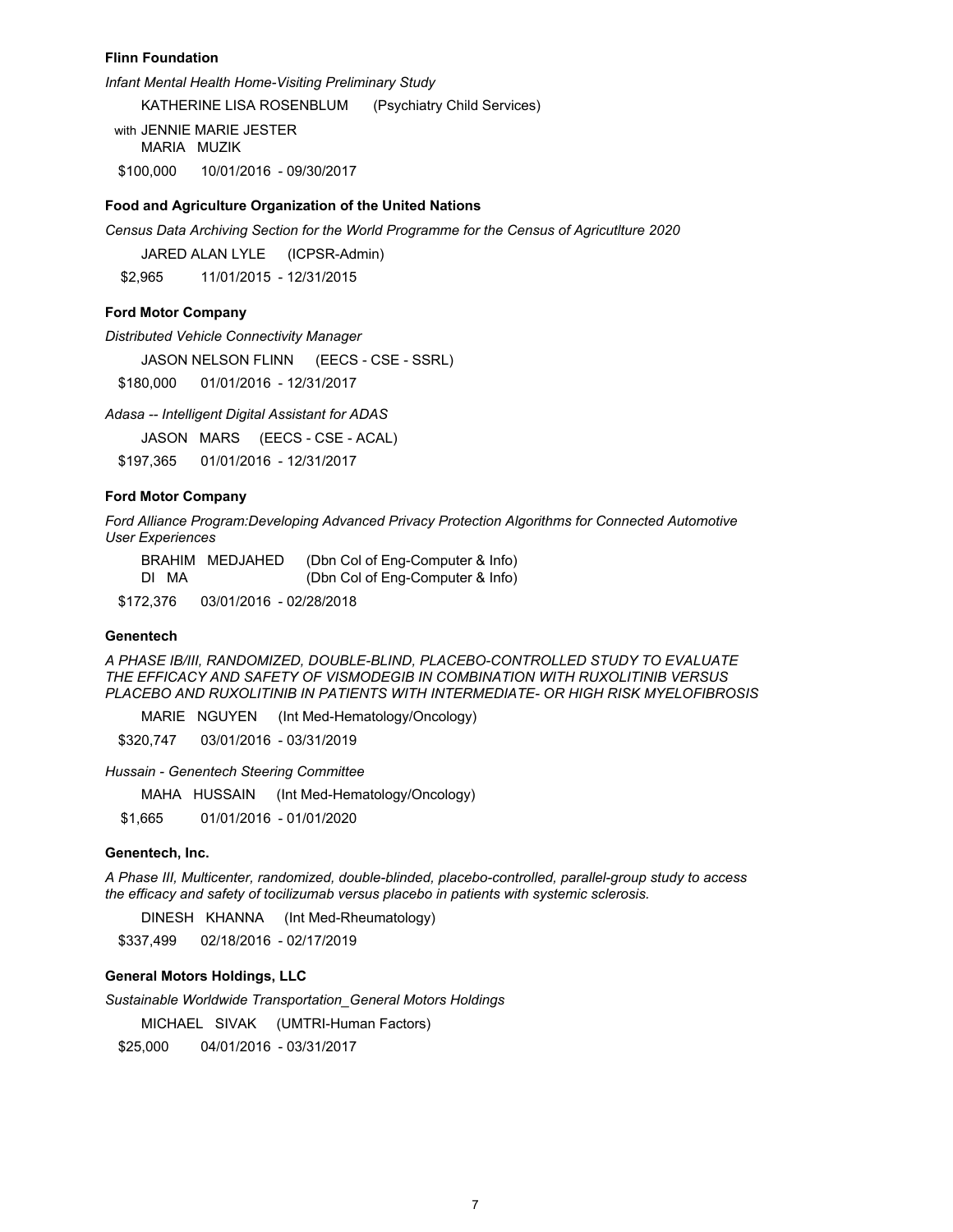**Flinn Foundation**

*Infant Mental Health Home-Visiting Preliminary Study*

KATHERINE LISA ROSENBLUM (Psychiatry Child Services)

with JENNIE MARIE JESTER
MARIA MUZIK

$100,000 10/01/2016 - 09/30/2017

**Food and Agriculture Organization of the United Nations**

*Census Data Archiving Section for the World Programme for the Census of Agricutlture 2020*

JARED ALAN LYLE (ICPSR-Admin)

$2,965 11/01/2015 - 12/31/2015

**Ford Motor Company**

*Distributed Vehicle Connectivity Manager*

JASON NELSON FLINN (EECS - CSE - SSRL)

$180,000 01/01/2016 - 12/31/2017

*Adasa -- Intelligent Digital Assistant for ADAS*

JASON MARS (EECS - CSE - ACAL)

$197,365 01/01/2016 - 12/31/2017

**Ford Motor Company**

*Ford Alliance Program:Developing Advanced Privacy Protection Algorithms for Connected Automotive User Experiences*

BRAHIM MEDJAHED (Dbn Col of Eng-Computer & Info)
DI MA (Dbn Col of Eng-Computer & Info)

$172,376 03/01/2016 - 02/28/2018

**Genentech**

*A PHASE IB/III, RANDOMIZED, DOUBLE-BLIND, PLACEBO-CONTROLLED STUDY TO EVALUATE THE EFFICACY AND SAFETY OF VISMODEGIB IN COMBINATION WITH RUXOLITINIB VERSUS PLACEBO AND RUXOLITINIB IN PATIENTS WITH INTERMEDIATE- OR HIGH RISK MYELOFIBROSIS*

MARIE NGUYEN (Int Med-Hematology/Oncology)

$320,747 03/01/2016 - 03/31/2019

*Hussain - Genentech Steering Committee*

MAHA HUSSAIN (Int Med-Hematology/Oncology)

$1,665 01/01/2016 - 01/01/2020

**Genentech, Inc.**

*A Phase III, Multicenter, randomized, double-blinded, placebo-controlled, parallel-group study to access the efficacy and safety of tocilizumab versus placebo in patients with systemic sclerosis.*

DINESH KHANNA (Int Med-Rheumatology)

$337,499 02/18/2016 - 02/17/2019

**General Motors Holdings, LLC**

*Sustainable Worldwide Transportation_General Motors Holdings*

MICHAEL SIVAK (UMTRI-Human Factors)

$25,000 04/01/2016 - 03/31/2017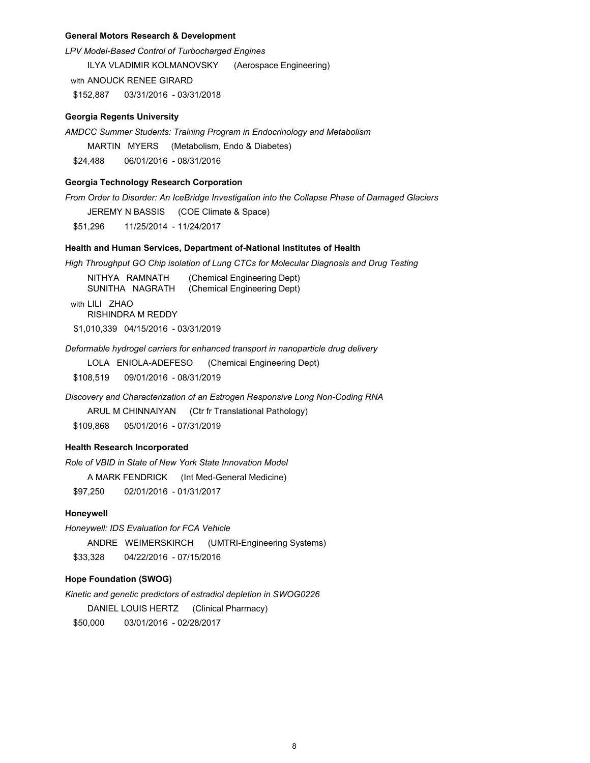**General Motors Research & Development**

*LPV Model-Based Control of Turbocharged Engines*

ILYA VLADIMIR KOLMANOVSKY (Aerospace Engineering)

with ANOUCK RENEE GIRARD

$152,887 03/31/2016 - 03/31/2018

**Georgia Regents University**

*AMDCC Summer Students: Training Program in Endocrinology and Metabolism*

MARTIN MYERS (Metabolism, Endo & Diabetes)

$24,488 06/01/2016 - 08/31/2016

**Georgia Technology Research Corporation**

*From Order to Disorder: An IceBridge Investigation into the Collapse Phase of Damaged Glaciers*

JEREMY N BASSIS (COE Climate & Space)

$51,296 11/25/2014 - 11/24/2017

**Health and Human Services, Department of-National Institutes of Health**

*High Throughput GO Chip isolation of Lung CTCs for Molecular Diagnosis and Drug Testing*

NITHYA RAMNATH (Chemical Engineering Dept)
SUNITHA NAGRATH (Chemical Engineering Dept)

with LILI ZHAO
RISHINDRA M REDDY

$1,010,339 04/15/2016 - 03/31/2019

*Deformable hydrogel carriers for enhanced transport in nanoparticle drug delivery*

LOLA ENIOLA-ADEFESO (Chemical Engineering Dept)

$108,519 09/01/2016 - 08/31/2019

*Discovery and Characterization of an Estrogen Responsive Long Non-Coding RNA*

ARUL M CHINNAIYAN (Ctr fr Translational Pathology)

$109,868 05/01/2016 - 07/31/2019

**Health Research Incorporated**

*Role of VBID in State of New York State Innovation Model*

A MARK FENDRICK (Int Med-General Medicine)

$97,250 02/01/2016 - 01/31/2017

**Honeywell**

*Honeywell: IDS Evaluation for FCA Vehicle*

ANDRE WEIMERSKIRCH (UMTRI-Engineering Systems)

$33,328 04/22/2016 - 07/15/2016

**Hope Foundation (SWOG)**

*Kinetic and genetic predictors of estradiol depletion in SWOG0226*

DANIEL LOUIS HERTZ (Clinical Pharmacy)

$50,000 03/01/2016 - 02/28/2017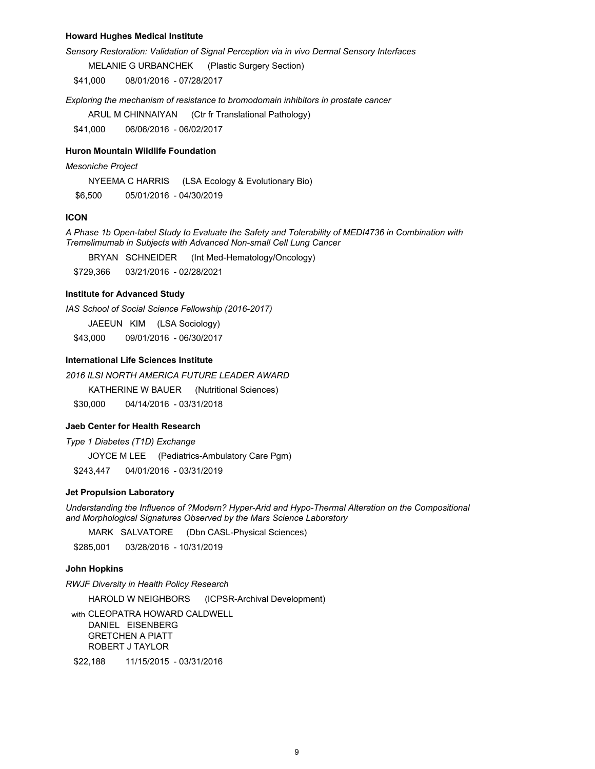**Howard Hughes Medical Institute**

*Sensory Restoration: Validation of Signal Perception via in vivo Dermal Sensory Interfaces*

MELANIE G URBANCHEK (Plastic Surgery Section)

$41,000 08/01/2016 - 07/28/2017

*Exploring the mechanism of resistance to bromodomain inhibitors in prostate cancer*

ARUL M CHINNAIYAN (Ctr fr Translational Pathology)

$41,000 06/06/2016 - 06/02/2017

**Huron Mountain Wildlife Foundation**

*Mesoniche Project*

NYEEMA C HARRIS (LSA Ecology & Evolutionary Bio)

$6,500 05/01/2016 - 04/30/2019

**ICON**

*A Phase 1b Open-label Study to Evaluate the Safety and Tolerability of MEDI4736 in Combination with Tremelimumab in Subjects with Advanced Non-small Cell Lung Cancer*

BRYAN SCHNEIDER (Int Med-Hematology/Oncology)

$729,366 03/21/2016 - 02/28/2021

**Institute for Advanced Study**

*IAS School of Social Science Fellowship (2016-2017)*

JAEEUN KIM (LSA Sociology)

$43,000 09/01/2016 - 06/30/2017

**International Life Sciences Institute**

*2016 ILSI NORTH AMERICA FUTURE LEADER AWARD*

KATHERINE W BAUER (Nutritional Sciences)

$30,000 04/14/2016 - 03/31/2018

**Jaeb Center for Health Research**

*Type 1 Diabetes (T1D) Exchange*

JOYCE M LEE (Pediatrics-Ambulatory Care Pgm)

$243,447 04/01/2016 - 03/31/2019

**Jet Propulsion Laboratory**

*Understanding the Influence of ?Modern? Hyper-Arid and Hypo-Thermal Alteration on the Compositional and Morphological Signatures Observed by the Mars Science Laboratory*

MARK SALVATORE (Dbn CASL-Physical Sciences)

$285,001 03/28/2016 - 10/31/2019

**John Hopkins**

*RWJF Diversity in Health Policy Research*

HAROLD W NEIGHBORS (ICPSR-Archival Development)

with CLEOPATRA HOWARD CALDWELL
DANIEL EISENBERG
GRETCHEN A PIATT
ROBERT J TAYLOR

$22,188 11/15/2015 - 03/31/2016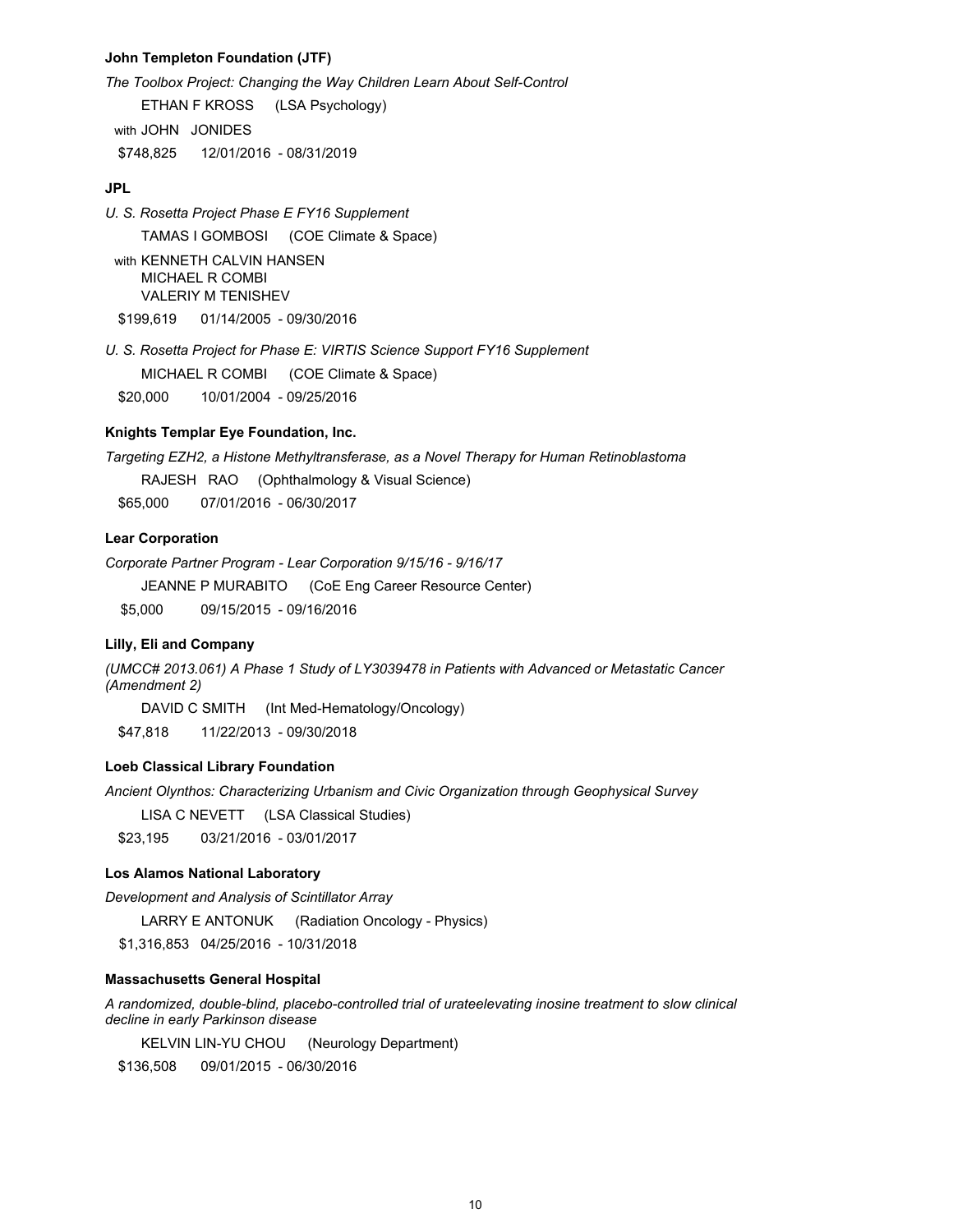**John Templeton Foundation (JTF)**

*The Toolbox Project: Changing the Way Children Learn About Self-Control*

ETHAN F KROSS (LSA Psychology)

with JOHN JONIDES

$748,825 12/01/2016 - 08/31/2019

**JPL**

*U. S. Rosetta Project Phase E FY16 Supplement*

TAMAS I GOMBOSI (COE Climate & Space)

with KENNETH CALVIN HANSEN
MICHAEL R COMBI
VALERIY M TENISHEV

$199,619 01/14/2005 - 09/30/2016

*U. S. Rosetta Project for Phase E: VIRTIS Science Support FY16 Supplement*

MICHAEL R COMBI (COE Climate & Space)

$20,000 10/01/2004 - 09/25/2016

**Knights Templar Eye Foundation, Inc.**

*Targeting EZH2, a Histone Methyltransferase, as a Novel Therapy for Human Retinoblastoma*

RAJESH RAO (Ophthalmology & Visual Science)

$65,000 07/01/2016 - 06/30/2017

**Lear Corporation**

*Corporate Partner Program - Lear Corporation 9/15/16 - 9/16/17*

JEANNE P MURABITO (CoE Eng Career Resource Center)

$5,000 09/15/2015 - 09/16/2016

**Lilly, Eli and Company**

*(UMCC# 2013.061) A Phase 1 Study of LY3039478 in Patients with Advanced or Metastatic Cancer (Amendment 2)*

DAVID C SMITH (Int Med-Hematology/Oncology)

$47,818 11/22/2013 - 09/30/2018

**Loeb Classical Library Foundation**

*Ancient Olynthos: Characterizing Urbanism and Civic Organization through Geophysical Survey*

LISA C NEVETT (LSA Classical Studies)

$23,195 03/21/2016 - 03/01/2017

**Los Alamos National Laboratory**

*Development and Analysis of Scintillator Array*

LARRY E ANTONUK (Radiation Oncology - Physics)

$1,316,853 04/25/2016 - 10/31/2018

**Massachusetts General Hospital**

*A randomized, double-blind, placebo-controlled trial of urateelevating inosine treatment to slow clinical decline in early Parkinson disease*

KELVIN LIN-YU CHOU (Neurology Department)

$136,508 09/01/2015 - 06/30/2016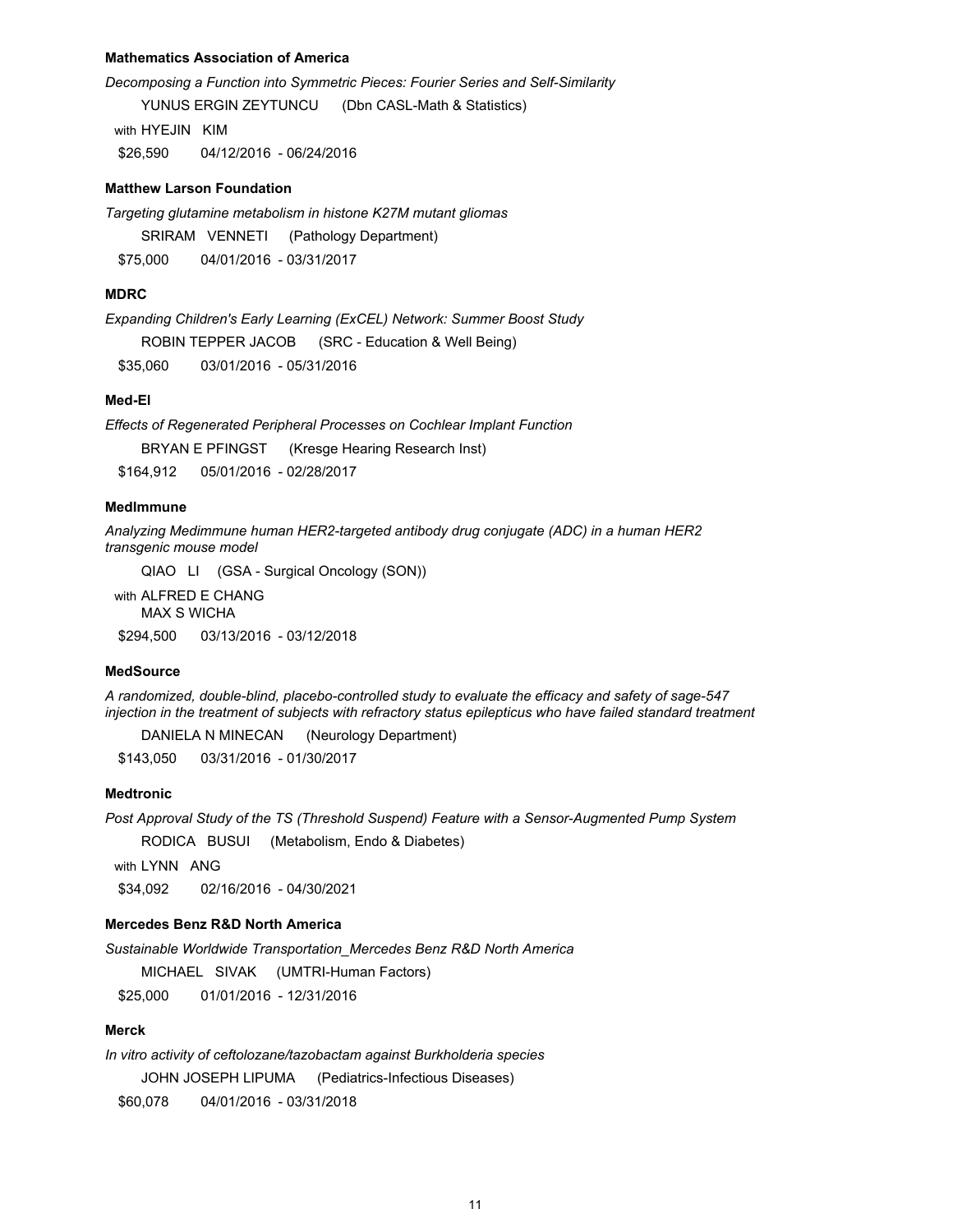**Mathematics Association of America**

*Decomposing a Function into Symmetric Pieces: Fourier Series and Self-Similarity*

YUNUS ERGIN ZEYTUNCU (Dbn CASL-Math & Statistics)

with HYEJIN KIM

$26,590 04/12/2016 - 06/24/2016

**Matthew Larson Foundation**

*Targeting glutamine metabolism in histone K27M mutant gliomas*

SRIRAM VENNETI (Pathology Department)

$75,000 04/01/2016 - 03/31/2017

**MDRC**

*Expanding Children's Early Learning (ExCEL) Network: Summer Boost Study*

ROBIN TEPPER JACOB (SRC - Education & Well Being)

$35,060 03/01/2016 - 05/31/2016

**Med-El**

*Effects of Regenerated Peripheral Processes on Cochlear Implant Function*

BRYAN E PFINGST (Kresge Hearing Research Inst)

$164,912 05/01/2016 - 02/28/2017

**MedImmune**

*Analyzing Medimmune human HER2-targeted antibody drug conjugate (ADC) in a human HER2 transgenic mouse model*

QIAO LI (GSA - Surgical Oncology (SON))

with ALFRED E CHANG
MAX S WICHA

$294,500 03/13/2016 - 03/12/2018

**MedSource**

*A randomized, double-blind, placebo-controlled study to evaluate the efficacy and safety of sage-547 injection in the treatment of subjects with refractory status epilepticus who have failed standard treatment*

DANIELA N MINECAN (Neurology Department)

$143,050 03/31/2016 - 01/30/2017

**Medtronic**

*Post Approval Study of the TS (Threshold Suspend) Feature with a Sensor-Augmented Pump System*

RODICA BUSUI (Metabolism, Endo & Diabetes)

with LYNN ANG

$34,092 02/16/2016 - 04/30/2021

**Mercedes Benz R&D North America**

*Sustainable Worldwide Transportation_Mercedes Benz R&D North America*

MICHAEL SIVAK (UMTRI-Human Factors)

$25,000 01/01/2016 - 12/31/2016

**Merck**

*In vitro activity of ceftolozane/tazobactam against Burkholderia species*

JOHN JOSEPH LIPUMA (Pediatrics-Infectious Diseases)

$60,078 04/01/2016 - 03/31/2018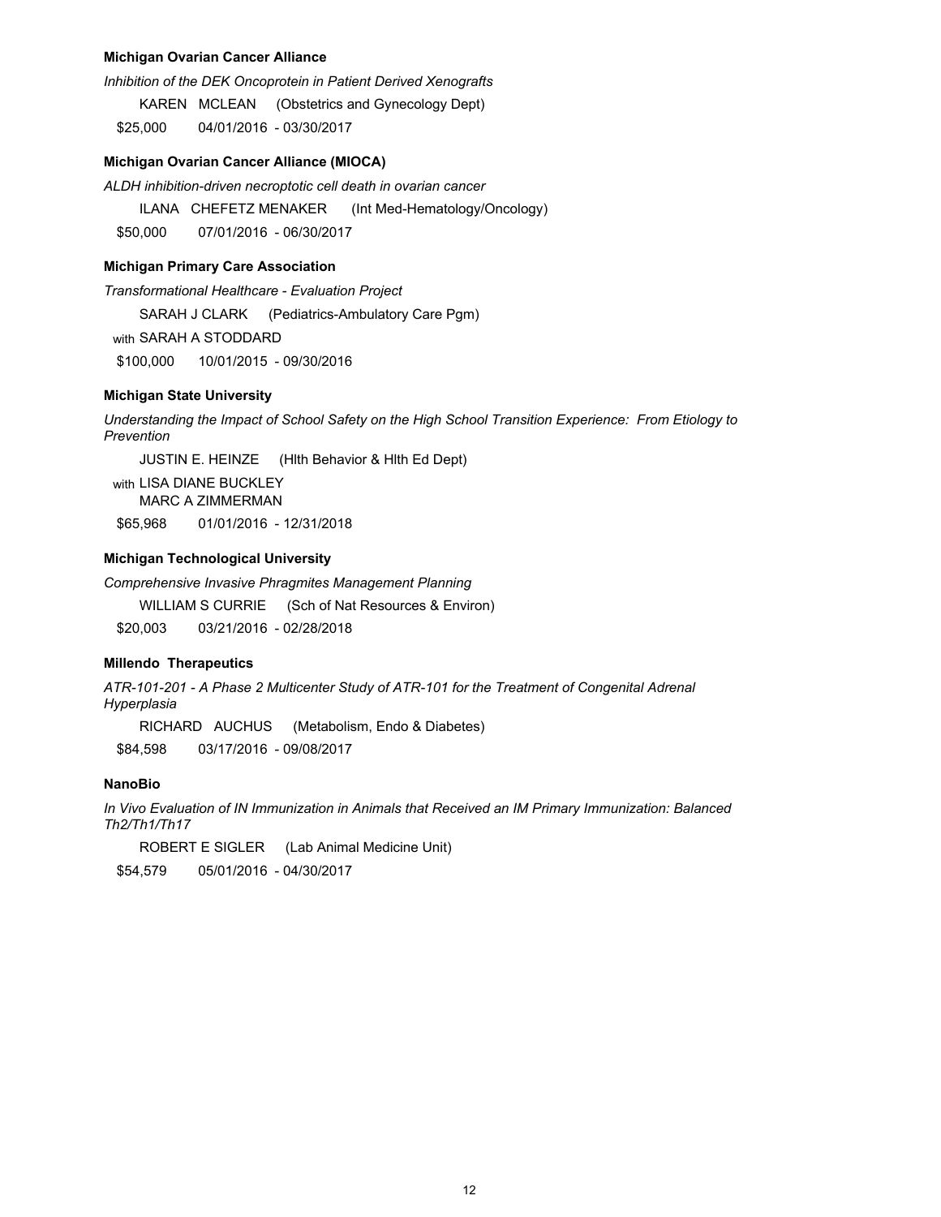**Michigan Ovarian Cancer Alliance**

*Inhibition of the DEK Oncoprotein in Patient Derived Xenografts*

KAREN MCLEAN (Obstetrics and Gynecology Dept)

$25,000 04/01/2016 - 03/30/2017

**Michigan Ovarian Cancer Alliance (MIOCA)**

*ALDH inhibition-driven necroptotic cell death in ovarian cancer*

ILANA CHEFETZ MENAKER (Int Med-Hematology/Oncology)

$50,000 07/01/2016 - 06/30/2017

**Michigan Primary Care Association**

*Transformational Healthcare - Evaluation Project*

SARAH J CLARK (Pediatrics-Ambulatory Care Pgm)

with SARAH A STODDARD

$100,000 10/01/2015 - 09/30/2016

**Michigan State University**

*Understanding the Impact of School Safety on the High School Transition Experience: From Etiology to Prevention*

JUSTIN E. HEINZE (Hlth Behavior & Hlth Ed Dept)

with LISA DIANE BUCKLEY
MARC A ZIMMERMAN

$65,968 01/01/2016 - 12/31/2018

**Michigan Technological University**

*Comprehensive Invasive Phragmites Management Planning*

WILLIAM S CURRIE (Sch of Nat Resources & Environ)

$20,003 03/21/2016 - 02/28/2018

**Millendo Therapeutics**

*ATR-101-201 - A Phase 2 Multicenter Study of ATR-101 for the Treatment of Congenital Adrenal Hyperplasia*

RICHARD AUCHUS (Metabolism, Endo & Diabetes)

$84,598 03/17/2016 - 09/08/2017

**NanoBio**

*In Vivo Evaluation of IN Immunization in Animals that Received an IM Primary Immunization: Balanced Th2/Th1/Th17*

ROBERT E SIGLER (Lab Animal Medicine Unit)

$54,579 05/01/2016 - 04/30/2017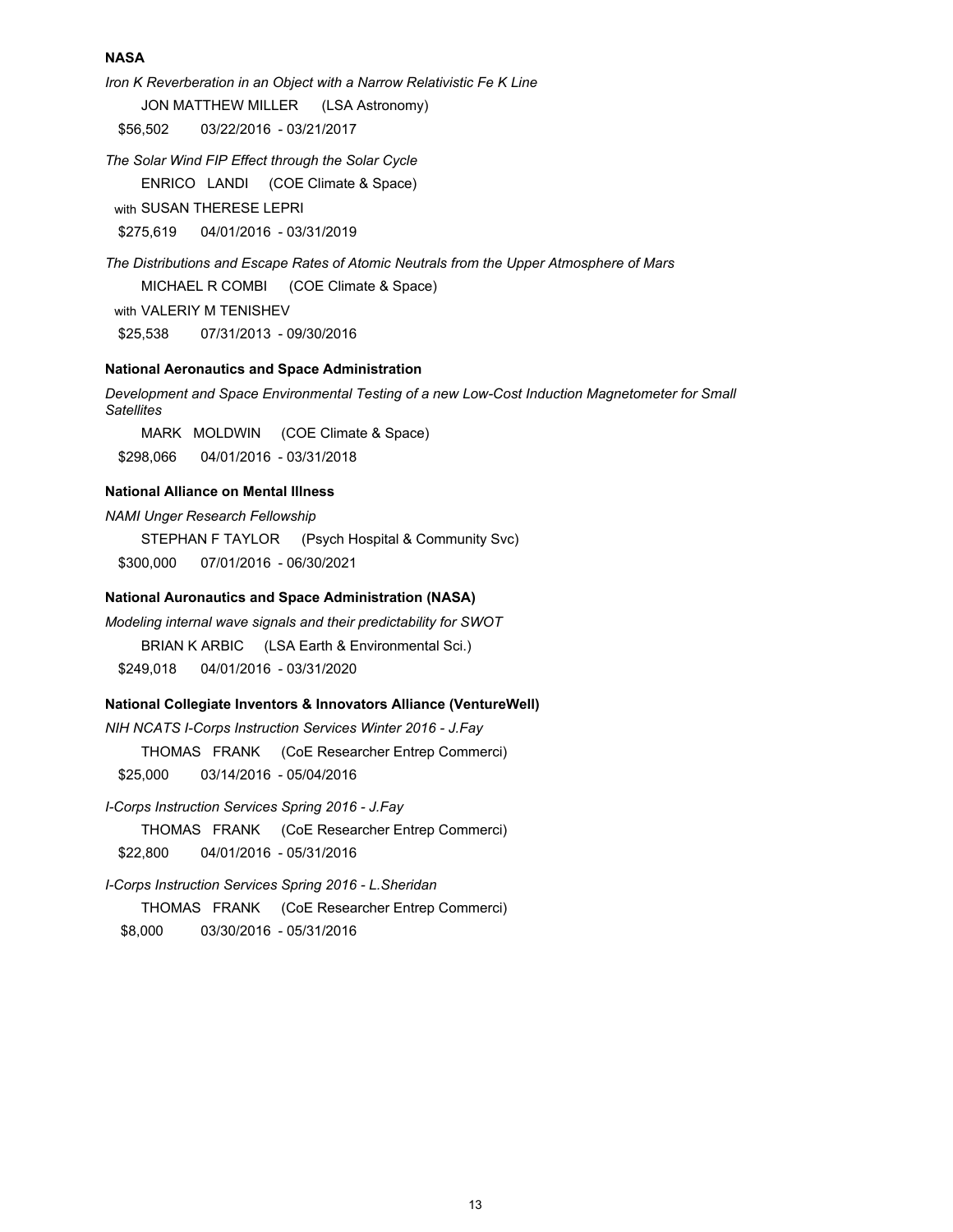**NASA**

*Iron K Reverberation in an Object with a Narrow Relativistic Fe K Line*

JON MATTHEW MILLER (LSA Astronomy)

$56,502 03/22/2016 - 03/21/2017

*The Solar Wind FIP Effect through the Solar Cycle*

ENRICO LANDI (COE Climate & Space)

with SUSAN THERESE LEPRI

$275,619 04/01/2016 - 03/31/2019

*The Distributions and Escape Rates of Atomic Neutrals from the Upper Atmosphere of Mars*

MICHAEL R COMBI (COE Climate & Space)

with VALERIY M TENISHEV

$25,538 07/31/2013 - 09/30/2016

**National Aeronautics and Space Administration**

*Development and Space Environmental Testing of a new Low-Cost Induction Magnetometer for Small Satellites*

MARK MOLDWIN (COE Climate & Space)

$298,066 04/01/2016 - 03/31/2018

**National Alliance on Mental Illness**

*NAMI Unger Research Fellowship*

STEPHAN F TAYLOR (Psych Hospital & Community Svc)

$300,000 07/01/2016 - 06/30/2021

**National Auronautics and Space Administration (NASA)**

*Modeling internal wave signals and their predictability for SWOT*

BRIAN K ARBIC (LSA Earth & Environmental Sci.)

$249,018 04/01/2016 - 03/31/2020

**National Collegiate Inventors & Innovators Alliance (VentureWell)**

*NIH NCATS I-Corps Instruction Services Winter 2016 - J.Fay*

THOMAS FRANK (CoE Researcher Entrep Commerci)

$25,000 03/14/2016 - 05/04/2016

*I-Corps Instruction Services Spring 2016 - J.Fay*

THOMAS FRANK (CoE Researcher Entrep Commerci)

$22,800 04/01/2016 - 05/31/2016

*I-Corps Instruction Services Spring 2016 - L.Sheridan*

THOMAS FRANK (CoE Researcher Entrep Commerci)

$8,000 03/30/2016 - 05/31/2016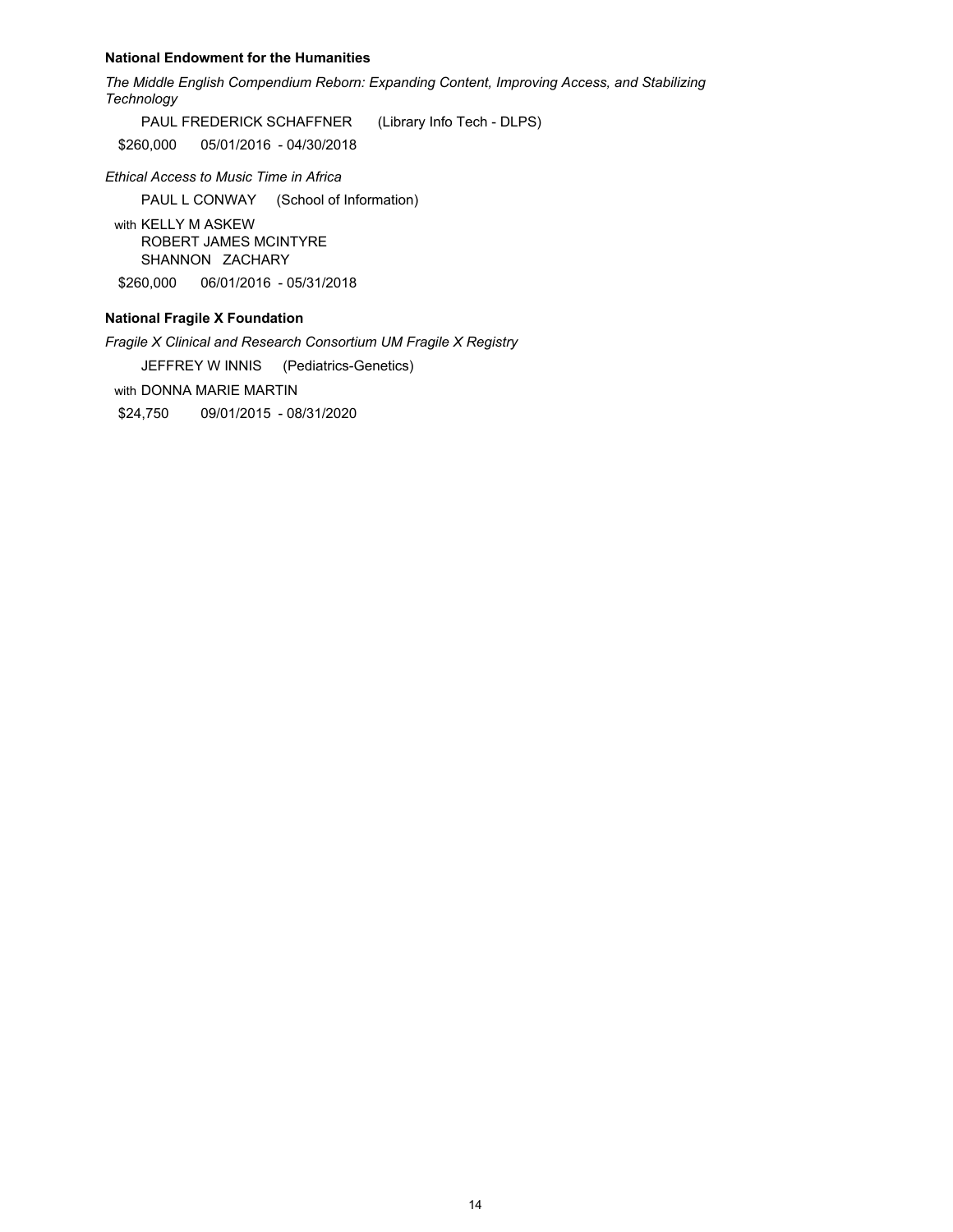**National Endowment for the Humanities**

*The Middle English Compendium Reborn: Expanding Content, Improving Access, and Stabilizing Technology*

PAUL FREDERICK SCHAFFNER (Library Info Tech - DLPS)

$260,000 05/01/2016 - 04/30/2018

*Ethical Access to Music Time in Africa*

PAUL L CONWAY (School of Information)

with KELLY M ASKEW
ROBERT JAMES MCINTYRE
SHANNON ZACHARY

$260,000 06/01/2016 - 05/31/2018

**National Fragile X Foundation**

*Fragile X Clinical and Research Consortium UM Fragile X Registry*

JEFFREY W INNIS (Pediatrics-Genetics)

with DONNA MARIE MARTIN

$24,750 09/01/2015 - 08/31/2020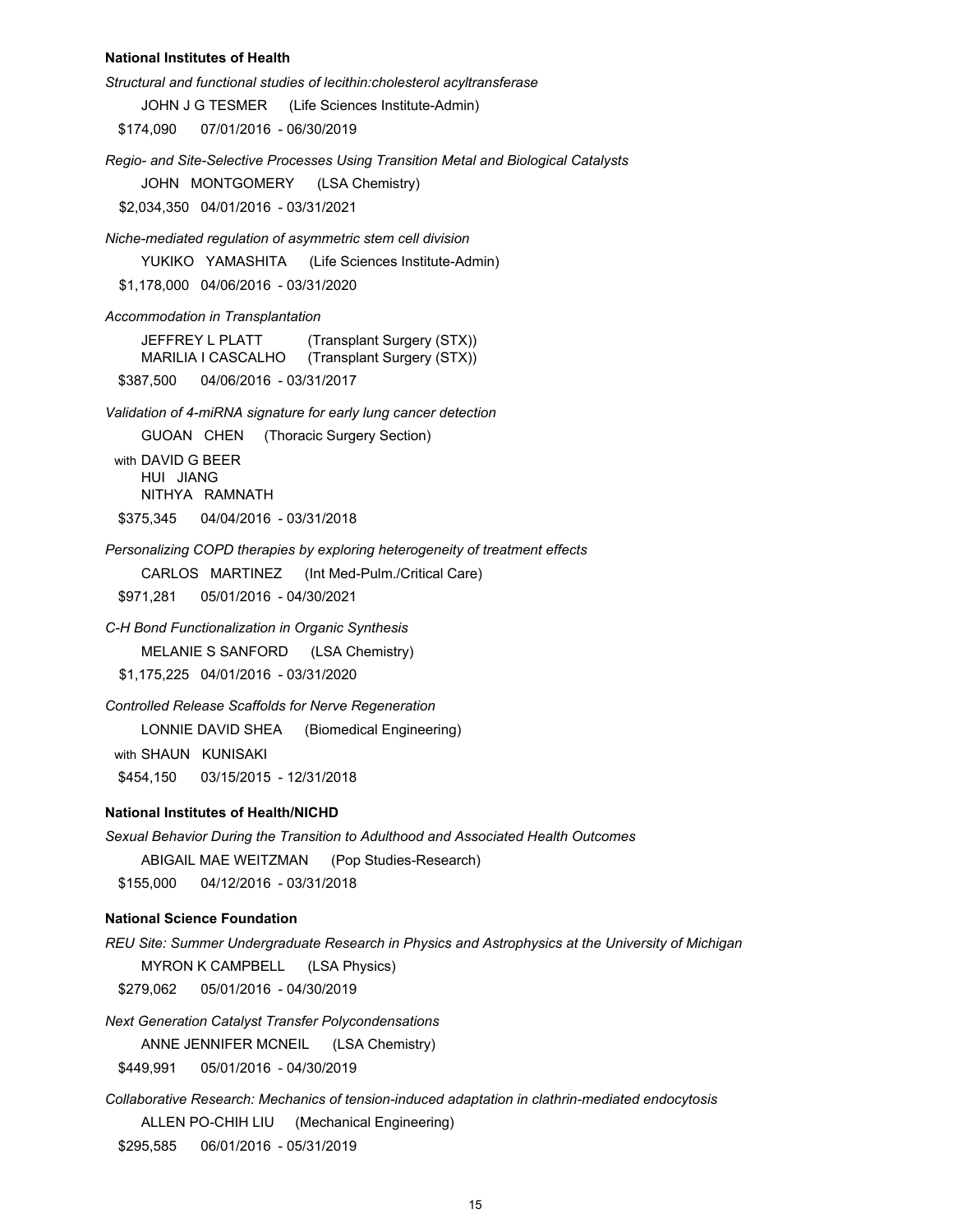**National Institutes of Health**

*Structural and functional studies of lecithin:cholesterol acyltransferase*

JOHN J G TESMER (Life Sciences Institute-Admin)

$174,090 07/01/2016 - 06/30/2019

*Regio- and Site-Selective Processes Using Transition Metal and Biological Catalysts*

JOHN MONTGOMERY (LSA Chemistry)

$2,034,350 04/01/2016 - 03/31/2021

*Niche-mediated regulation of asymmetric stem cell division*

YUKIKO YAMASHITA (Life Sciences Institute-Admin)

$1,178,000 04/06/2016 - 03/31/2020

*Accommodation in Transplantation*

JEFFREY L PLATT (Transplant Surgery (STX))
MARILIA I CASCALHO (Transplant Surgery (STX))

$387,500 04/06/2016 - 03/31/2017

*Validation of 4-miRNA signature for early lung cancer detection*

GUOAN CHEN (Thoracic Surgery Section)

with DAVID G BEER
HUI JIANG
NITHYA RAMNATH

$375,345 04/04/2016 - 03/31/2018

*Personalizing COPD therapies by exploring heterogeneity of treatment effects*

CARLOS MARTINEZ (Int Med-Pulm./Critical Care)

$971,281 05/01/2016 - 04/30/2021

*C-H Bond Functionalization in Organic Synthesis*

MELANIE S SANFORD (LSA Chemistry)

$1,175,225 04/01/2016 - 03/31/2020

*Controlled Release Scaffolds for Nerve Regeneration*

LONNIE DAVID SHEA (Biomedical Engineering)

with SHAUN KUNISAKI

$454,150 03/15/2015 - 12/31/2018

**National Institutes of Health/NICHD**

*Sexual Behavior During the Transition to Adulthood and Associated Health Outcomes*

ABIGAIL MAE WEITZMAN (Pop Studies-Research)

$155,000 04/12/2016 - 03/31/2018

**National Science Foundation**

*REU Site: Summer Undergraduate Research in Physics and Astrophysics at the University of Michigan*

MYRON K CAMPBELL (LSA Physics)

$279,062 05/01/2016 - 04/30/2019

*Next Generation Catalyst Transfer Polycondensations*

ANNE JENNIFER MCNEIL (LSA Chemistry)

$449,991 05/01/2016 - 04/30/2019

*Collaborative Research: Mechanics of tension-induced adaptation in clathrin-mediated endocytosis*

ALLEN PO-CHIH LIU (Mechanical Engineering)

$295,585 06/01/2016 - 05/31/2019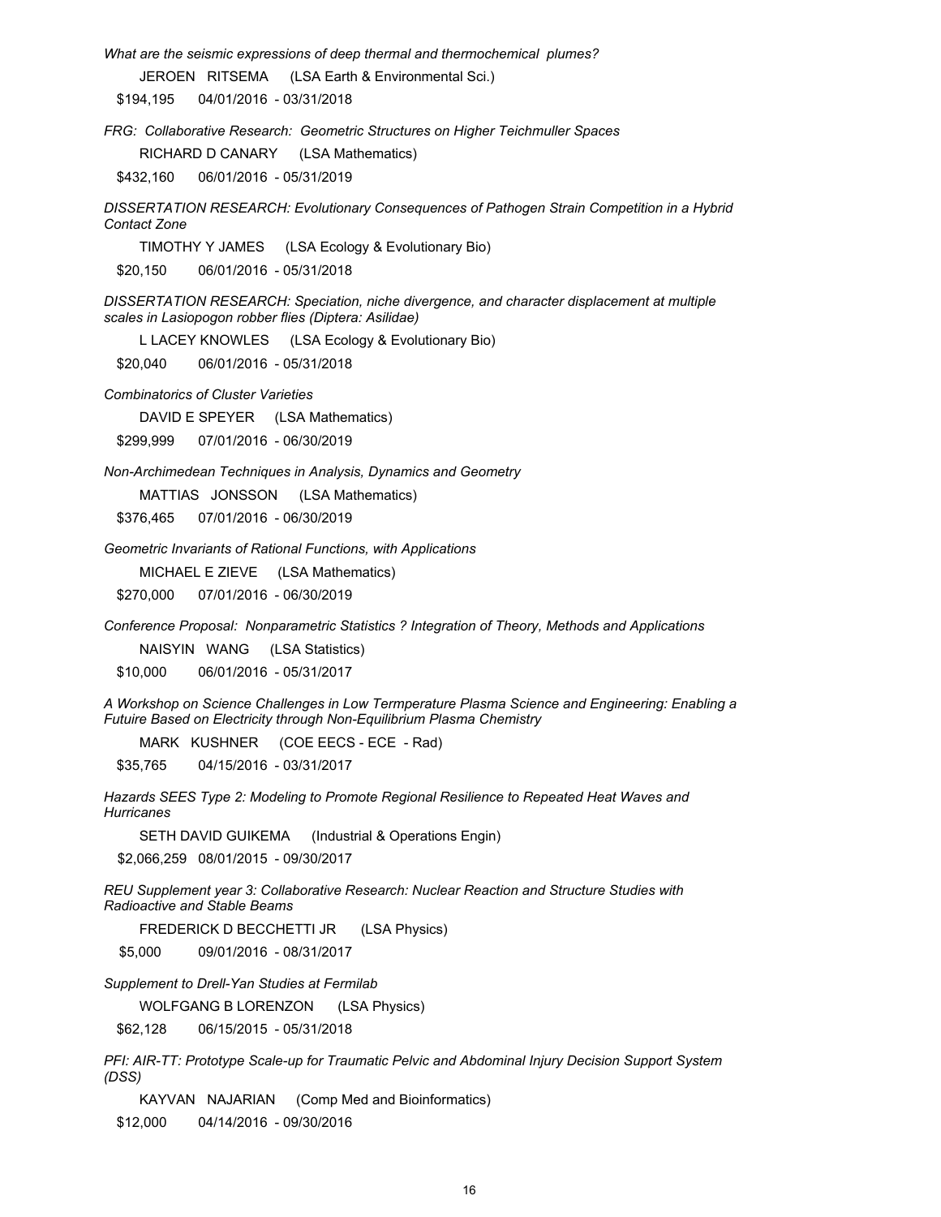*What are the seismic expressions of deep thermal and thermochemical plumes?*

JEROEN RITSEMA (LSA Earth & Environmental Sci.)

$194,195 04/01/2016 - 03/31/2018

*FRG: Collaborative Research: Geometric Structures on Higher Teichmuller Spaces*

RICHARD D CANARY (LSA Mathematics)

$432,160 06/01/2016 - 05/31/2019

*DISSERTATION RESEARCH: Evolutionary Consequences of Pathogen Strain Competition in a Hybrid Contact Zone*

TIMOTHY Y JAMES (LSA Ecology & Evolutionary Bio)

$20,150 06/01/2016 - 05/31/2018

*DISSERTATION RESEARCH: Speciation, niche divergence, and character displacement at multiple scales in Lasiopogon robber flies (Diptera: Asilidae)*

L LACEY KNOWLES (LSA Ecology & Evolutionary Bio)

$20,040 06/01/2016 - 05/31/2018

*Combinatorics of Cluster Varieties*

DAVID E SPEYER (LSA Mathematics)

$299,999 07/01/2016 - 06/30/2019

*Non-Archimedean Techniques in Analysis, Dynamics and Geometry*

MATTIAS JONSSON (LSA Mathematics)

$376,465 07/01/2016 - 06/30/2019

*Geometric Invariants of Rational Functions, with Applications*

MICHAEL E ZIEVE (LSA Mathematics)

$270,000 07/01/2016 - 06/30/2019

*Conference Proposal: Nonparametric Statistics ? Integration of Theory, Methods and Applications*

NAISYIN WANG (LSA Statistics)

$10,000 06/01/2016 - 05/31/2017

*A Workshop on Science Challenges in Low Termperature Plasma Science and Engineering: Enabling a Futuire Based on Electricity through Non-Equilibrium Plasma Chemistry*

MARK KUSHNER (COE EECS - ECE - Rad)

$35,765 04/15/2016 - 03/31/2017

*Hazards SEES Type 2: Modeling to Promote Regional Resilience to Repeated Heat Waves and Hurricanes*

SETH DAVID GUIKEMA (Industrial & Operations Engin)

$2,066,259 08/01/2015 - 09/30/2017

*REU Supplement year 3: Collaborative Research: Nuclear Reaction and Structure Studies with Radioactive and Stable Beams*

FREDERICK D BECCHETTI JR (LSA Physics)

$5,000 09/01/2016 - 08/31/2017

*Supplement to Drell-Yan Studies at Fermilab*

WOLFGANG B LORENZON (LSA Physics)

$62,128 06/15/2015 - 05/31/2018

*PFI: AIR-TT: Prototype Scale-up for Traumatic Pelvic and Abdominal Injury Decision Support System (DSS)*

KAYVAN NAJARIAN (Comp Med and Bioinformatics)

$12,000 04/14/2016 - 09/30/2016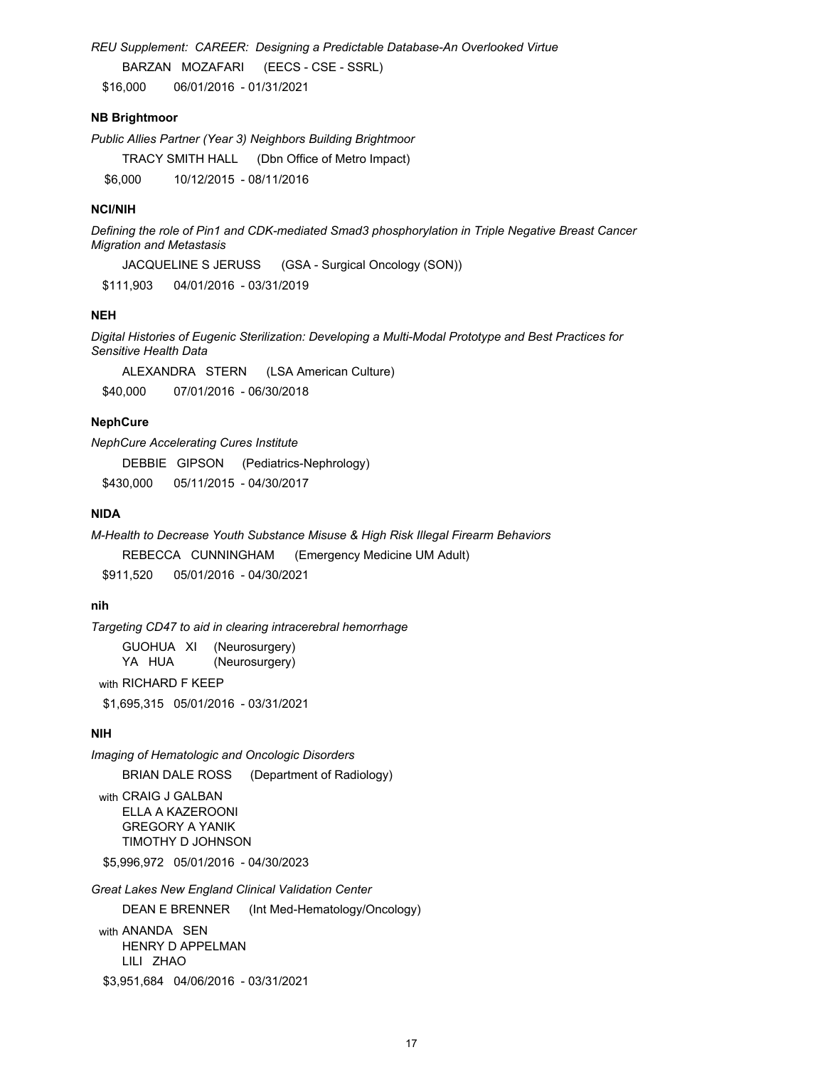*REU Supplement: CAREER: Designing a Predictable Database-An Overlooked Virtue*

BARZAN MOZAFARI (EECS - CSE - SSRL)

$16,000 06/01/2016 - 01/31/2021

**NB Brightmoor**

*Public Allies Partner (Year 3) Neighbors Building Brightmoor*

TRACY SMITH HALL (Dbn Office of Metro Impact)

$6,000 10/12/2015 - 08/11/2016

**NCI/NIH**

*Defining the role of Pin1 and CDK-mediated Smad3 phosphorylation in Triple Negative Breast Cancer Migration and Metastasis*

JACQUELINE S JERUSS (GSA - Surgical Oncology (SON))

$111,903 04/01/2016 - 03/31/2019

**NEH**

*Digital Histories of Eugenic Sterilization: Developing a Multi-Modal Prototype and Best Practices for Sensitive Health Data*

ALEXANDRA STERN (LSA American Culture)

$40,000 07/01/2016 - 06/30/2018

**NephCure**

*NephCure Accelerating Cures Institute*

DEBBIE GIPSON (Pediatrics-Nephrology)

$430,000 05/11/2015 - 04/30/2017

**NIDA**

*M-Health to Decrease Youth Substance Misuse & High Risk Illegal Firearm Behaviors*

REBECCA CUNNINGHAM (Emergency Medicine UM Adult)

$911,520 05/01/2016 - 04/30/2021

**nih**

*Targeting CD47 to aid in clearing intracerebral hemorrhage*

GUOHUA XI (Neurosurgery)
YA HUA (Neurosurgery)

with RICHARD F KEEP

$1,695,315 05/01/2016 - 03/31/2021

**NIH**

*Imaging of Hematologic and Oncologic Disorders*

BRIAN DALE ROSS (Department of Radiology)

with CRAIG J GALBAN
ELLA A KAZEROONI
GREGORY A YANIK
TIMOTHY D JOHNSON

$5,996,972 05/01/2016 - 04/30/2023

*Great Lakes New England Clinical Validation Center*

DEAN E BRENNER (Int Med-Hematology/Oncology)

with ANANDA SEN
HENRY D APPELMAN
LILI ZHAO

$3,951,684 04/06/2016 - 03/31/2021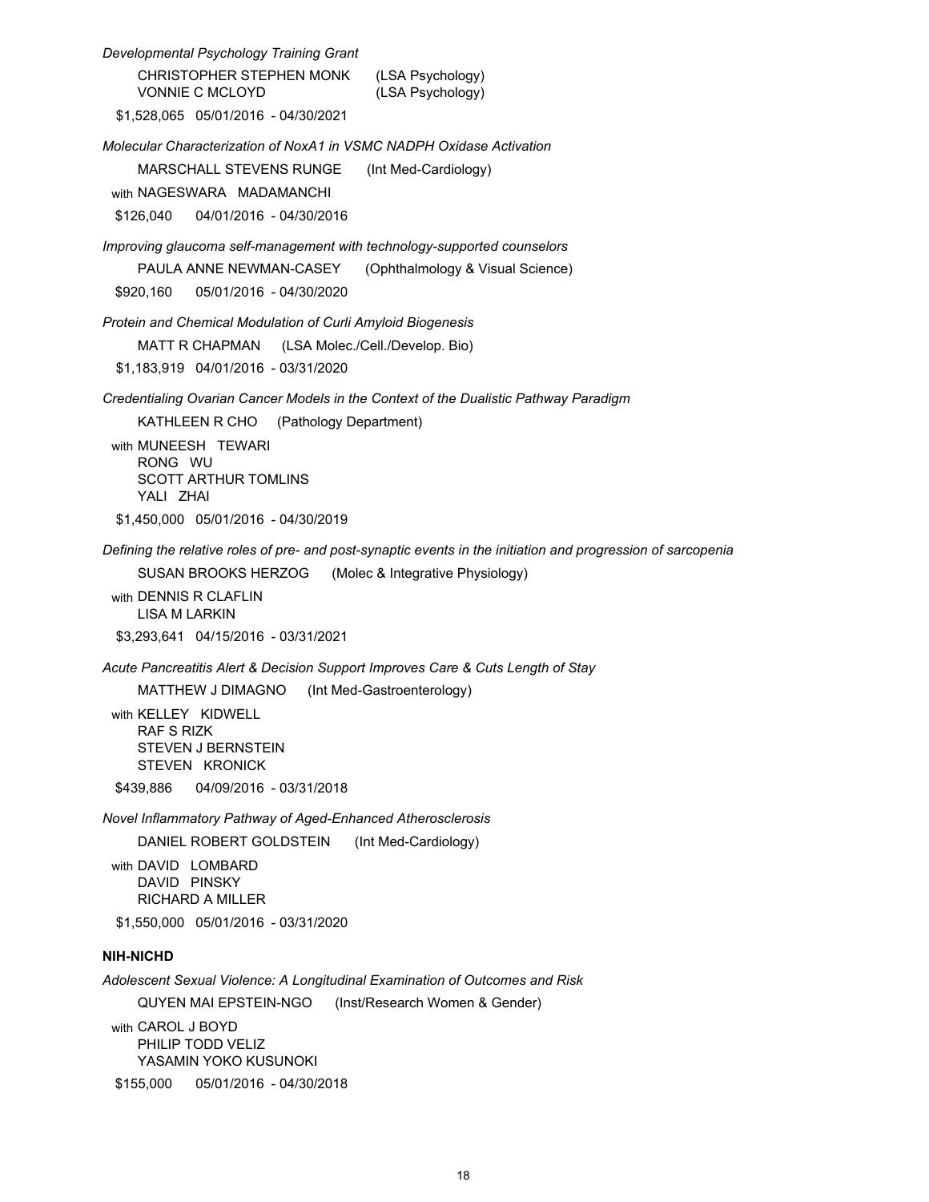*Developmental Psychology Training Grant*

CHRISTOPHER STEPHEN MONK (LSA Psychology)
VONNIE C MCLOYD (LSA Psychology)

$1,528,065 05/01/2016 - 04/30/2021

*Molecular Characterization of NoxA1 in VSMC NADPH Oxidase Activation*

MARSCHALL STEVENS RUNGE (Int Med-Cardiology)

with NAGESWARA MADAMANCHI

$126,040 04/01/2016 - 04/30/2016

*Improving glaucoma self-management with technology-supported counselors*

PAULA ANNE NEWMAN-CASEY (Ophthalmology & Visual Science)

$920,160 05/01/2016 - 04/30/2020

*Protein and Chemical Modulation of Curli Amyloid Biogenesis*

MATT R CHAPMAN (LSA Molec./Cell./Develop. Bio)

$1,183,919 04/01/2016 - 03/31/2020

*Credentialing Ovarian Cancer Models in the Context of the Dualistic Pathway Paradigm*

KATHLEEN R CHO (Pathology Department)

with MUNEESH TEWARI
RONG WU
SCOTT ARTHUR TOMLINS
YALI ZHAI

$1,450,000 05/01/2016 - 04/30/2019

*Defining the relative roles of pre- and post-synaptic events in the initiation and progression of sarcopenia*

SUSAN BROOKS HERZOG (Molec & Integrative Physiology)

with DENNIS R CLAFLIN
LISA M LARKIN

$3,293,641 04/15/2016 - 03/31/2021

*Acute Pancreatitis Alert & Decision Support Improves Care & Cuts Length of Stay*

MATTHEW J DIMAGNO (Int Med-Gastroenterology)

with KELLEY KIDWELL
RAF S RIZK
STEVEN J BERNSTEIN
STEVEN KRONICK

$439,886 04/09/2016 - 03/31/2018

*Novel Inflammatory Pathway of Aged-Enhanced Atherosclerosis*

DANIEL ROBERT GOLDSTEIN (Int Med-Cardiology)

with DAVID LOMBARD
DAVID PINSKY
RICHARD A MILLER

$1,550,000 05/01/2016 - 03/31/2020

**NIH-NICHD**

*Adolescent Sexual Violence: A Longitudinal Examination of Outcomes and Risk*

QUYEN MAI EPSTEIN-NGO (Inst/Research Women & Gender)

with CAROL J BOYD
PHILIP TODD VELIZ
YASAMIN YOKO KUSUNOKI

$155,000 05/01/2016 - 04/30/2018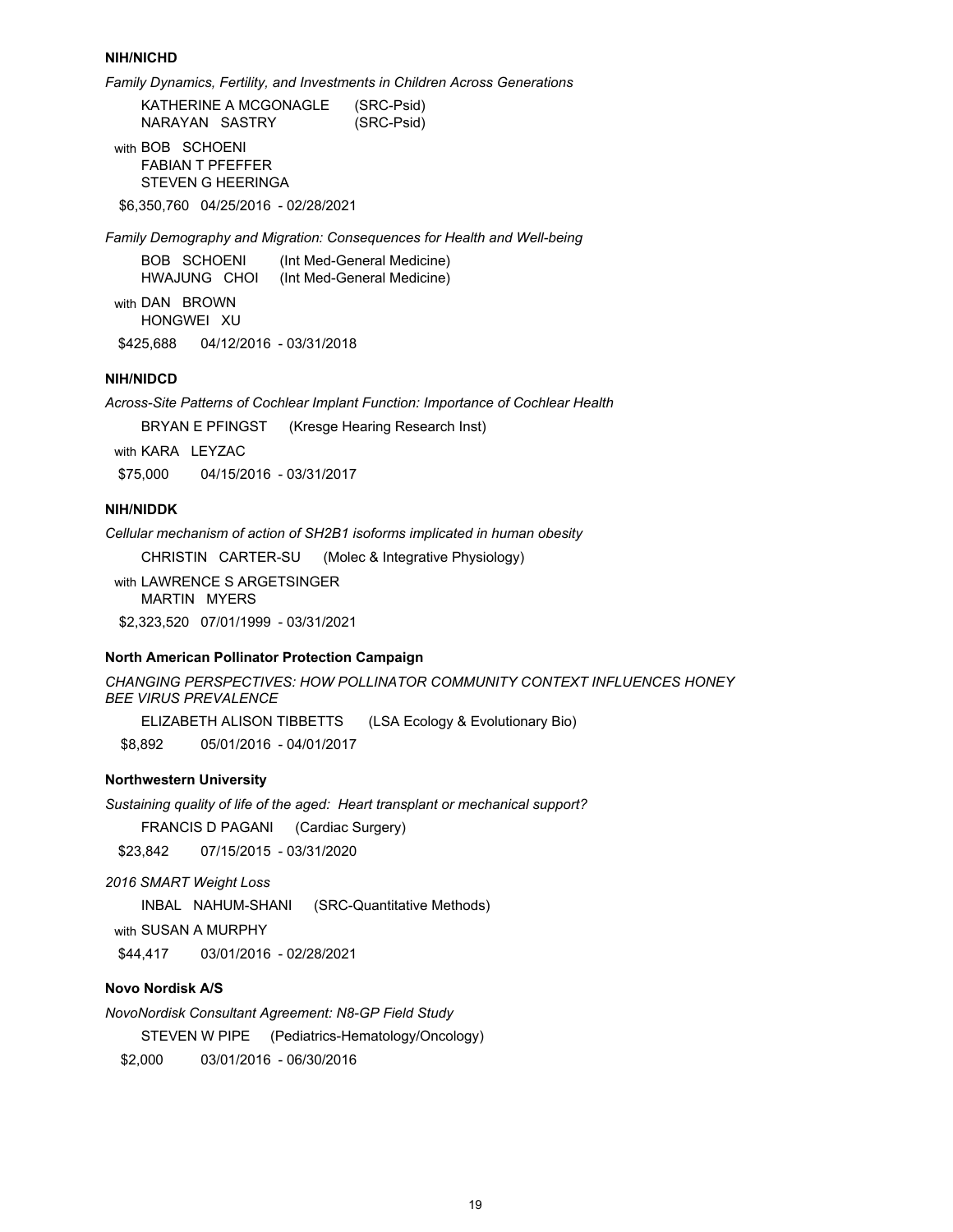**NIH/NICHD**

*Family Dynamics, Fertility, and Investments in Children Across Generations*

KATHERINE A MCGONAGLE (SRC-Psid)
NARAYAN SASTRY (SRC-Psid)

with BOB SCHOENI
FABIAN T PFEFFER
STEVEN G HEERINGA

$6,350,760 04/25/2016 - 02/28/2021

*Family Demography and Migration: Consequences for Health and Well-being*

BOB SCHOENI (Int Med-General Medicine)
HWAJUNG CHOI (Int Med-General Medicine)

with DAN BROWN
HONGWEI XU

$425,688 04/12/2016 - 03/31/2018

**NIH/NIDCD**

*Across-Site Patterns of Cochlear Implant Function: Importance of Cochlear Health*

BRYAN E PFINGST (Kresge Hearing Research Inst)

with KARA LEYZAC

$75,000 04/15/2016 - 03/31/2017

**NIH/NIDDK**

*Cellular mechanism of action of SH2B1 isoforms implicated in human obesity*

CHRISTIN CARTER-SU (Molec & Integrative Physiology)

with LAWRENCE S ARGETSINGER
MARTIN MYERS

$2,323,520 07/01/1999 - 03/31/2021

**North American Pollinator Protection Campaign**

*CHANGING PERSPECTIVES: HOW POLLINATOR COMMUNITY CONTEXT INFLUENCES HONEY BEE VIRUS PREVALENCE*

ELIZABETH ALISON TIBBETTS (LSA Ecology & Evolutionary Bio)

$8,892 05/01/2016 - 04/01/2017

**Northwestern University**

*Sustaining quality of life of the aged: Heart transplant or mechanical support?*

FRANCIS D PAGANI (Cardiac Surgery)

$23,842 07/15/2015 - 03/31/2020

*2016 SMART Weight Loss*

INBAL NAHUM-SHANI (SRC-Quantitative Methods)

with SUSAN A MURPHY

$44,417 03/01/2016 - 02/28/2021

**Novo Nordisk A/S**

*NovoNordisk Consultant Agreement: N8-GP Field Study*

STEVEN W PIPE (Pediatrics-Hematology/Oncology)

$2,000 03/01/2016 - 06/30/2016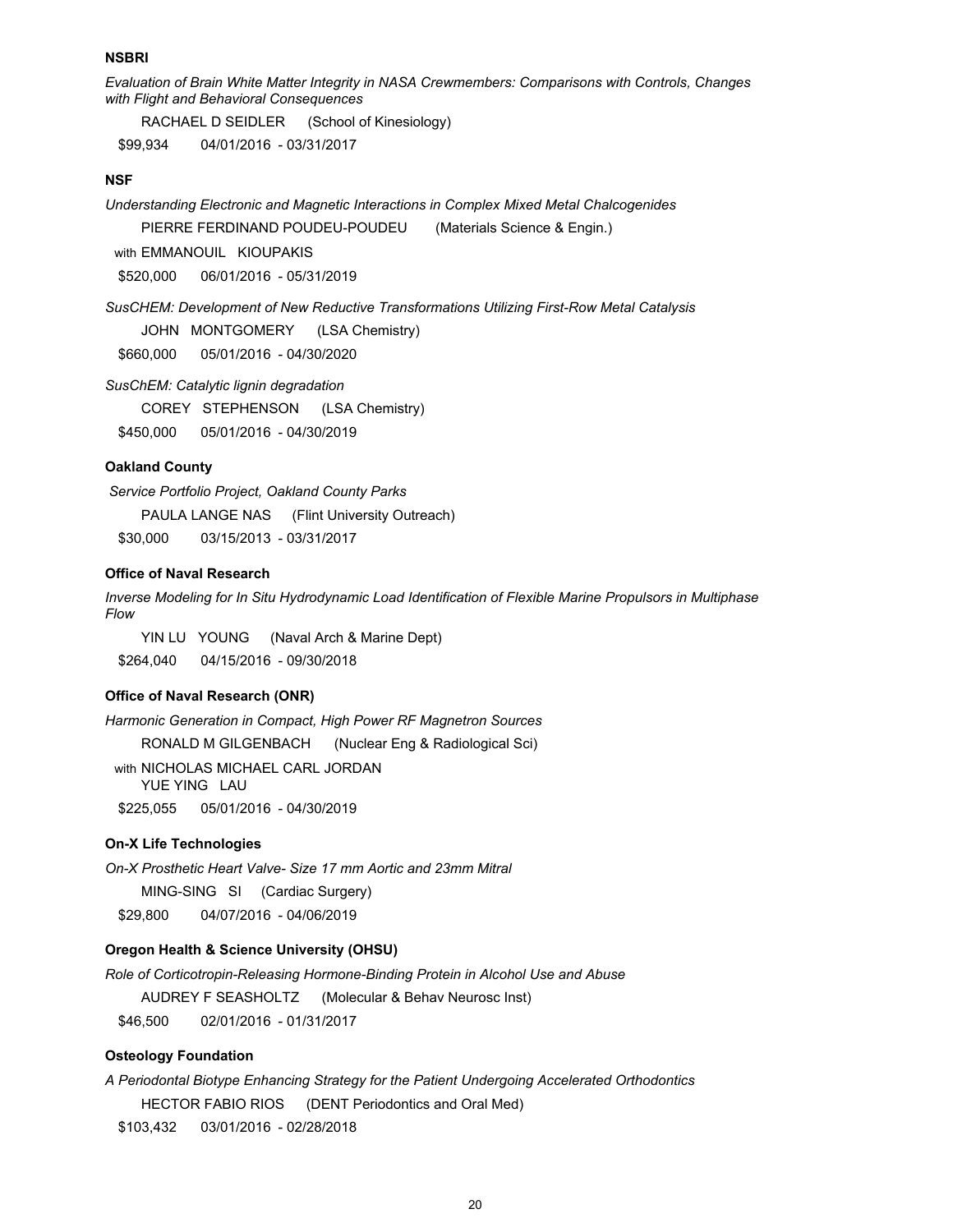**NSBRI**

*Evaluation of Brain White Matter Integrity in NASA Crewmembers: Comparisons with Controls, Changes with Flight and Behavioral Consequences*

RACHAEL D SEIDLER (School of Kinesiology)

$99,934 04/01/2016 - 03/31/2017

**NSF**

*Understanding Electronic and Magnetic Interactions in Complex Mixed Metal Chalcogenides*

PIERRE FERDINAND POUDEU-POUDEU (Materials Science & Engin.)

with EMMANOUIL KIOUPAKIS

$520,000 06/01/2016 - 05/31/2019

*SusCHEM: Development of New Reductive Transformations Utilizing First-Row Metal Catalysis*

JOHN MONTGOMERY (LSA Chemistry)

$660,000 05/01/2016 - 04/30/2020

*SusChEM: Catalytic lignin degradation*

COREY STEPHENSON (LSA Chemistry)

$450,000 05/01/2016 - 04/30/2019

**Oakland County**

*Service Portfolio Project, Oakland County Parks*

PAULA LANGE NAS (Flint University Outreach)

$30,000 03/15/2013 - 03/31/2017

**Office of Naval Research**

*Inverse Modeling for In Situ Hydrodynamic Load Identification of Flexible Marine Propulsors in Multiphase Flow*

YIN LU YOUNG (Naval Arch & Marine Dept)

$264,040 04/15/2016 - 09/30/2018

**Office of Naval Research (ONR)**

*Harmonic Generation in Compact, High Power RF Magnetron Sources*

RONALD M GILGENBACH (Nuclear Eng & Radiological Sci)

with NICHOLAS MICHAEL CARL JORDAN
YUE YING LAU

$225,055 05/01/2016 - 04/30/2019

**On-X Life Technologies**

*On-X Prosthetic Heart Valve- Size 17 mm Aortic and 23mm Mitral*

MING-SING SI (Cardiac Surgery)

$29,800 04/07/2016 - 04/06/2019

**Oregon Health & Science University (OHSU)**

*Role of Corticotropin-Releasing Hormone-Binding Protein in Alcohol Use and Abuse*

AUDREY F SEASHOLTZ (Molecular & Behav Neurosc Inst)

$46,500 02/01/2016 - 01/31/2017

**Osteology Foundation**

*A Periodontal Biotype Enhancing Strategy for the Patient Undergoing Accelerated Orthodontics*

HECTOR FABIO RIOS (DENT Periodontics and Oral Med)

$103,432 03/01/2016 - 02/28/2018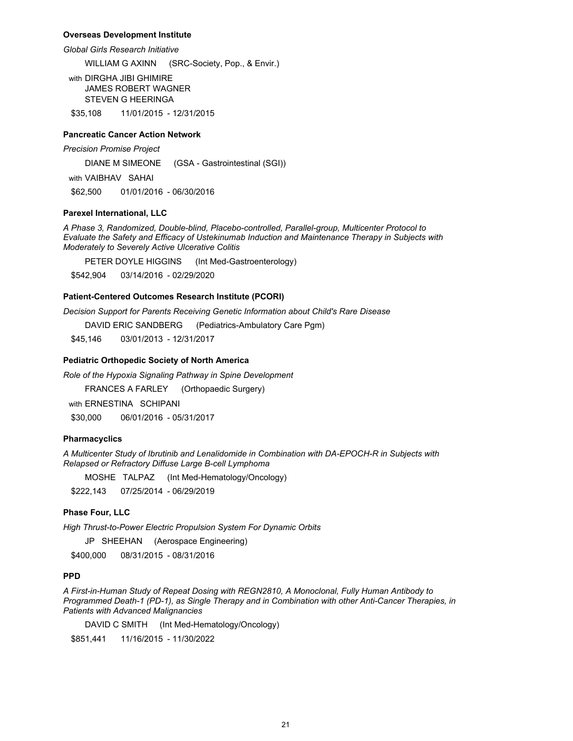**Overseas Development Institute**

*Global Girls Research Initiative*

WILLIAM G AXINN (SRC-Society, Pop., & Envir.)

with DIRGHA JIBI GHIMIRE
JAMES ROBERT WAGNER
STEVEN G HEERINGA

$35,108 11/01/2015 - 12/31/2015

**Pancreatic Cancer Action Network**

*Precision Promise Project*

DIANE M SIMEONE (GSA - Gastrointestinal (SGI))

with VAIBHAV SAHAI

$62,500 01/01/2016 - 06/30/2016

**Parexel International, LLC**

*A Phase 3, Randomized, Double-blind, Placebo-controlled, Parallel-group, Multicenter Protocol to Evaluate the Safety and Efficacy of Ustekinumab Induction and Maintenance Therapy in Subjects with Moderately to Severely Active Ulcerative Colitis*

PETER DOYLE HIGGINS (Int Med-Gastroenterology)

$542,904 03/14/2016 - 02/29/2020

**Patient-Centered Outcomes Research Institute (PCORI)**

*Decision Support for Parents Receiving Genetic Information about Child's Rare Disease*

DAVID ERIC SANDBERG (Pediatrics-Ambulatory Care Pgm)

$45,146 03/01/2013 - 12/31/2017

**Pediatric Orthopedic Society of North America**

*Role of the Hypoxia Signaling Pathway in Spine Development*

FRANCES A FARLEY (Orthopaedic Surgery)

with ERNESTINA SCHIPANI

$30,000 06/01/2016 - 05/31/2017

**Pharmacyclics**

*A Multicenter Study of Ibrutinib and Lenalidomide in Combination with DA-EPOCH-R in Subjects with Relapsed or Refractory Diffuse Large B-cell Lymphoma*

MOSHE TALPAZ (Int Med-Hematology/Oncology)

$222,143 07/25/2014 - 06/29/2019

**Phase Four, LLC**

*High Thrust-to-Power Electric Propulsion System For Dynamic Orbits*

JP SHEEHAN (Aerospace Engineering)

$400,000 08/31/2015 - 08/31/2016

**PPD**

*A First-in-Human Study of Repeat Dosing with REGN2810, A Monoclonal, Fully Human Antibody to Programmed Death-1 (PD-1), as Single Therapy and in Combination with other Anti-Cancer Therapies, in Patients with Advanced Malignancies*

DAVID C SMITH (Int Med-Hematology/Oncology)

$851,441 11/16/2015 - 11/30/2022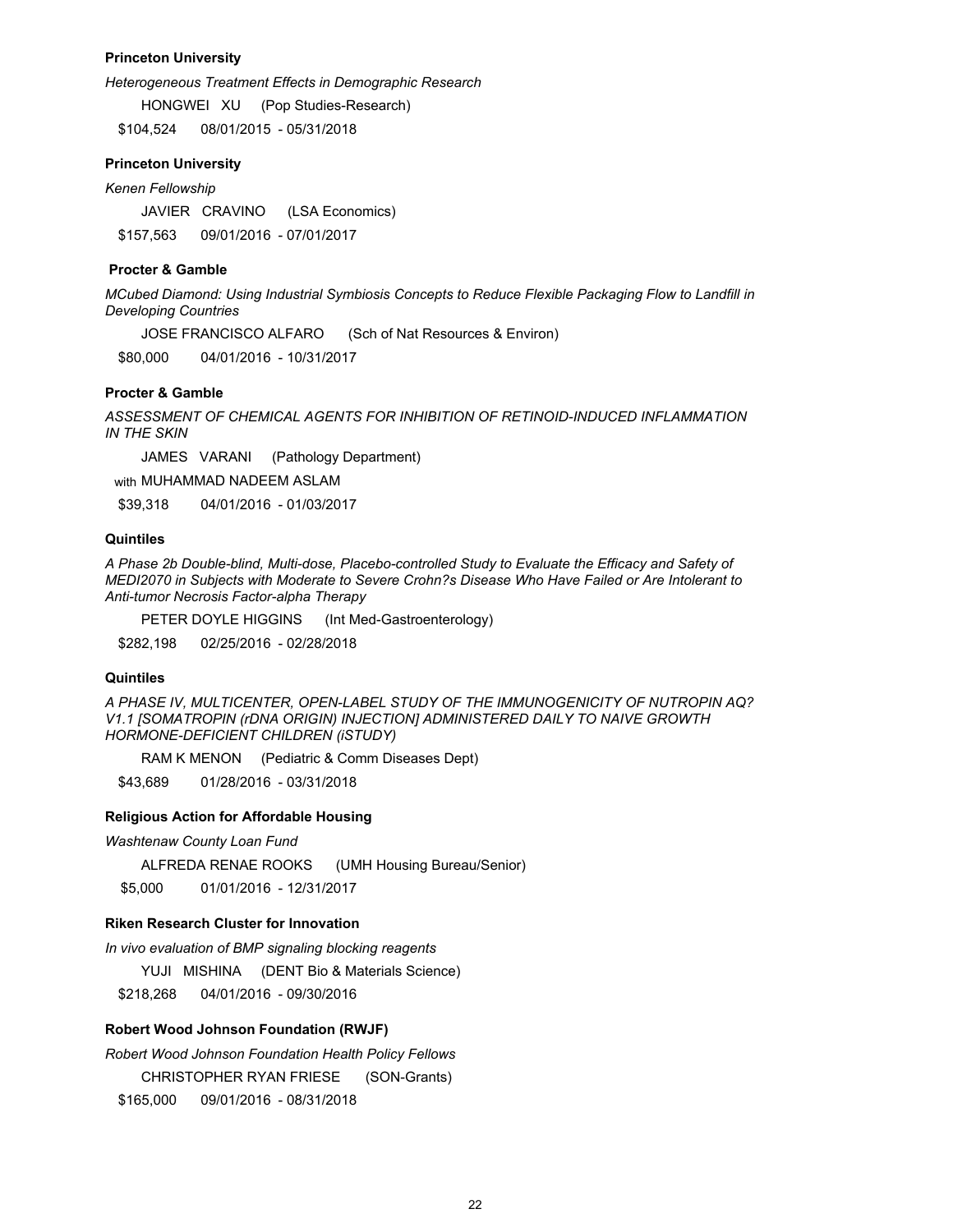**Princeton University**

*Heterogeneous Treatment Effects in Demographic Research*

HONGWEI XU (Pop Studies-Research)

$104,524 08/01/2015 - 05/31/2018

**Princeton University**

*Kenen Fellowship*

JAVIER CRAVINO (LSA Economics)

$157,563 09/01/2016 - 07/01/2017

**Procter & Gamble**

*MCubed Diamond: Using Industrial Symbiosis Concepts to Reduce Flexible Packaging Flow to Landfill in Developing Countries*

JOSE FRANCISCO ALFARO (Sch of Nat Resources & Environ)

$80,000 04/01/2016 - 10/31/2017

**Procter & Gamble**

*ASSESSMENT OF CHEMICAL AGENTS FOR INHIBITION OF RETINOID-INDUCED INFLAMMATION IN THE SKIN*

JAMES VARANI (Pathology Department)

with MUHAMMAD NADEEM ASLAM

$39,318 04/01/2016 - 01/03/2017

**Quintiles**

*A Phase 2b Double-blind, Multi-dose, Placebo-controlled Study to Evaluate the Efficacy and Safety of MEDI2070 in Subjects with Moderate to Severe Crohn?s Disease Who Have Failed or Are Intolerant to Anti-tumor Necrosis Factor-alpha Therapy*

PETER DOYLE HIGGINS (Int Med-Gastroenterology)

$282,198 02/25/2016 - 02/28/2018

**Quintiles**

*A PHASE IV, MULTICENTER, OPEN-LABEL STUDY OF THE IMMUNOGENICITY OF NUTROPIN AQ? V1.1 [SOMATROPIN (rDNA ORIGIN) INJECTION] ADMINISTERED DAILY TO NAIVE GROWTH HORMONE-DEFICIENT CHILDREN (iSTUDY)*

RAM K MENON (Pediatric & Comm Diseases Dept)

$43,689 01/28/2016 - 03/31/2018

**Religious Action for Affordable Housing**

*Washtenaw County Loan Fund*

ALFREDA RENAE ROOKS (UMH Housing Bureau/Senior)

$5,000 01/01/2016 - 12/31/2017

**Riken Research Cluster for Innovation**

*In vivo evaluation of BMP signaling blocking reagents*

YUJI MISHINA (DENT Bio & Materials Science)

$218,268 04/01/2016 - 09/30/2016

**Robert Wood Johnson Foundation (RWJF)**

*Robert Wood Johnson Foundation Health Policy Fellows*

CHRISTOPHER RYAN FRIESE (SON-Grants)

$165,000 09/01/2016 - 08/31/2018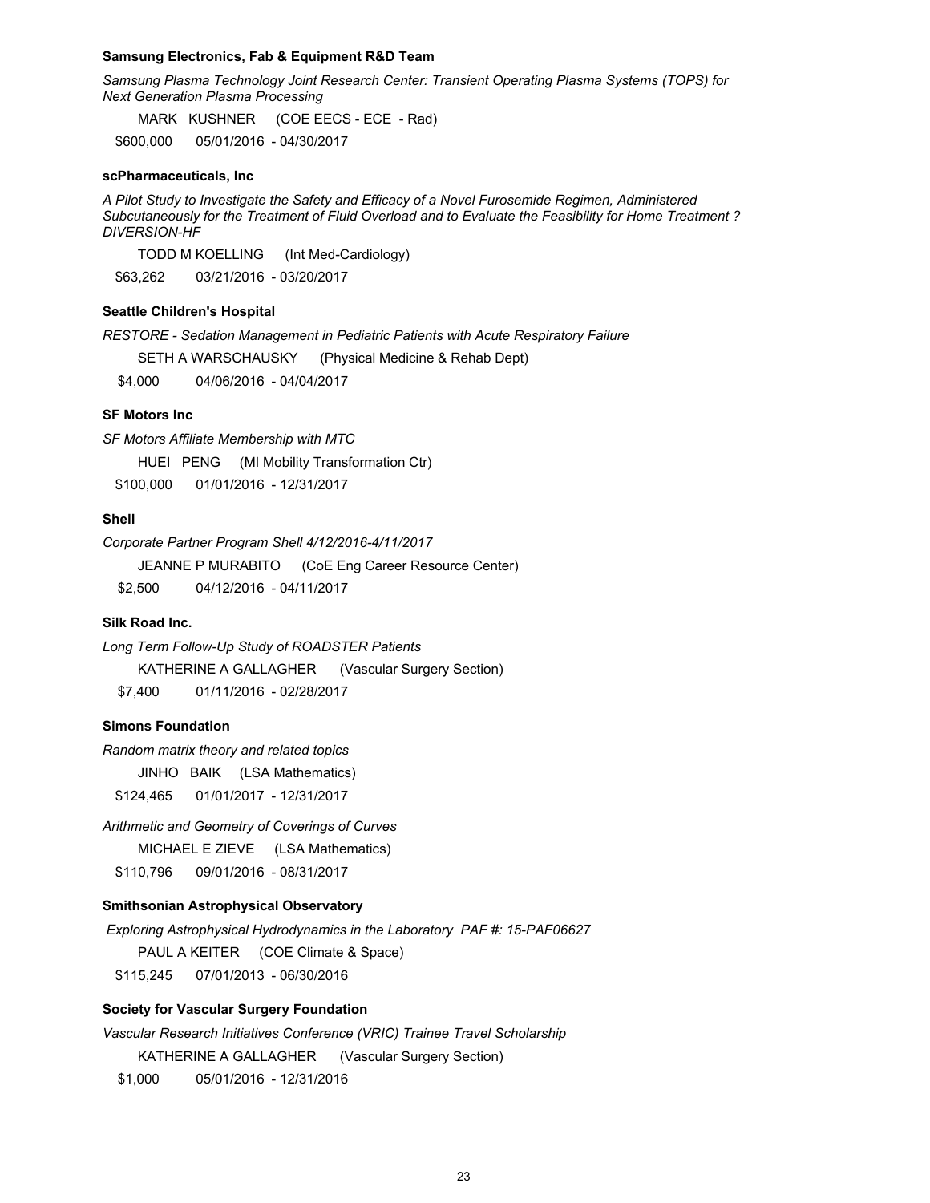**Samsung Electronics, Fab & Equipment R&D Team**

*Samsung Plasma Technology Joint Research Center: Transient Operating Plasma Systems (TOPS) for Next Generation Plasma Processing*

MARK KUSHNER (COE EECS - ECE - Rad)

$600,000 05/01/2016 - 04/30/2017

**scPharmaceuticals, Inc**

*A Pilot Study to Investigate the Safety and Efficacy of a Novel Furosemide Regimen, Administered Subcutaneously for the Treatment of Fluid Overload and to Evaluate the Feasibility for Home Treatment ? DIVERSION-HF*

TODD M KOELLING (Int Med-Cardiology)

$63,262 03/21/2016 - 03/20/2017

**Seattle Children's Hospital**

*RESTORE - Sedation Management in Pediatric Patients with Acute Respiratory Failure*

SETH A WARSCHAUSKY (Physical Medicine & Rehab Dept)

$4,000 04/06/2016 - 04/04/2017

**SF Motors Inc**

*SF Motors Affiliate Membership with MTC*

HUEI PENG (MI Mobility Transformation Ctr)

$100,000 01/01/2016 - 12/31/2017

**Shell**

*Corporate Partner Program Shell 4/12/2016-4/11/2017*

JEANNE P MURABITO (CoE Eng Career Resource Center)

$2,500 04/12/2016 - 04/11/2017

**Silk Road Inc.**

*Long Term Follow-Up Study of ROADSTER Patients*

KATHERINE A GALLAGHER (Vascular Surgery Section)

$7,400 01/11/2016 - 02/28/2017

**Simons Foundation**

*Random matrix theory and related topics*

JINHO BAIK (LSA Mathematics)

$124,465 01/01/2017 - 12/31/2017

*Arithmetic and Geometry of Coverings of Curves*

MICHAEL E ZIEVE (LSA Mathematics)

$110,796 09/01/2016 - 08/31/2017

**Smithsonian Astrophysical Observatory**

*Exploring Astrophysical Hydrodynamics in the Laboratory PAF #: 15-PAF06627*

PAUL A KEITER (COE Climate & Space)

$115,245 07/01/2013 - 06/30/2016

**Society for Vascular Surgery Foundation**

*Vascular Research Initiatives Conference (VRIC) Trainee Travel Scholarship*

KATHERINE A GALLAGHER (Vascular Surgery Section)

$1,000 05/01/2016 - 12/31/2016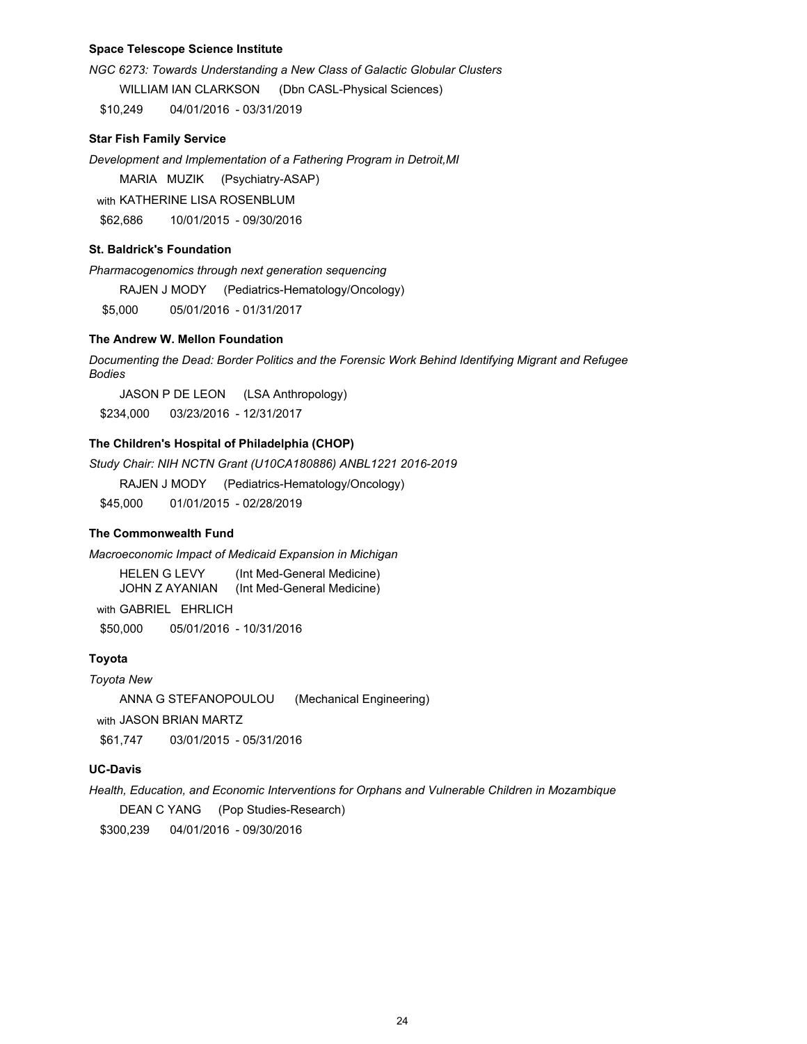**Space Telescope Science Institute**

*NGC 6273: Towards Understanding a New Class of Galactic Globular Clusters*

WILLIAM IAN CLARKSON (Dbn CASL-Physical Sciences)

$10,249 04/01/2016 - 03/31/2019

**Star Fish Family Service**

*Development and Implementation of a Fathering Program in Detroit,MI*

MARIA MUZIK (Psychiatry-ASAP)

with KATHERINE LISA ROSENBLUM

$62,686 10/01/2015 - 09/30/2016

**St. Baldrick's Foundation**

*Pharmacogenomics through next generation sequencing*

RAJEN J MODY (Pediatrics-Hematology/Oncology)

$5,000 05/01/2016 - 01/31/2017

**The Andrew W. Mellon Foundation**

*Documenting the Dead: Border Politics and the Forensic Work Behind Identifying Migrant and Refugee Bodies*

JASON P DE LEON (LSA Anthropology)

$234,000 03/23/2016 - 12/31/2017

**The Children's Hospital of Philadelphia (CHOP)**

*Study Chair: NIH NCTN Grant (U10CA180886) ANBL1221 2016-2019*

RAJEN J MODY (Pediatrics-Hematology/Oncology)

$45,000 01/01/2015 - 02/28/2019

**The Commonwealth Fund**

*Macroeconomic Impact of Medicaid Expansion in Michigan*

HELEN G LEVY (Int Med-General Medicine)
JOHN Z AYANIAN (Int Med-General Medicine)

with GABRIEL EHRLICH

$50,000 05/01/2016 - 10/31/2016

**Toyota**

*Toyota New*

ANNA G STEFANOPOULOU (Mechanical Engineering)

with JASON BRIAN MARTZ

$61,747 03/01/2015 - 05/31/2016

**UC-Davis**

*Health, Education, and Economic Interventions for Orphans and Vulnerable Children in Mozambique*

DEAN C YANG (Pop Studies-Research)

$300,239 04/01/2016 - 09/30/2016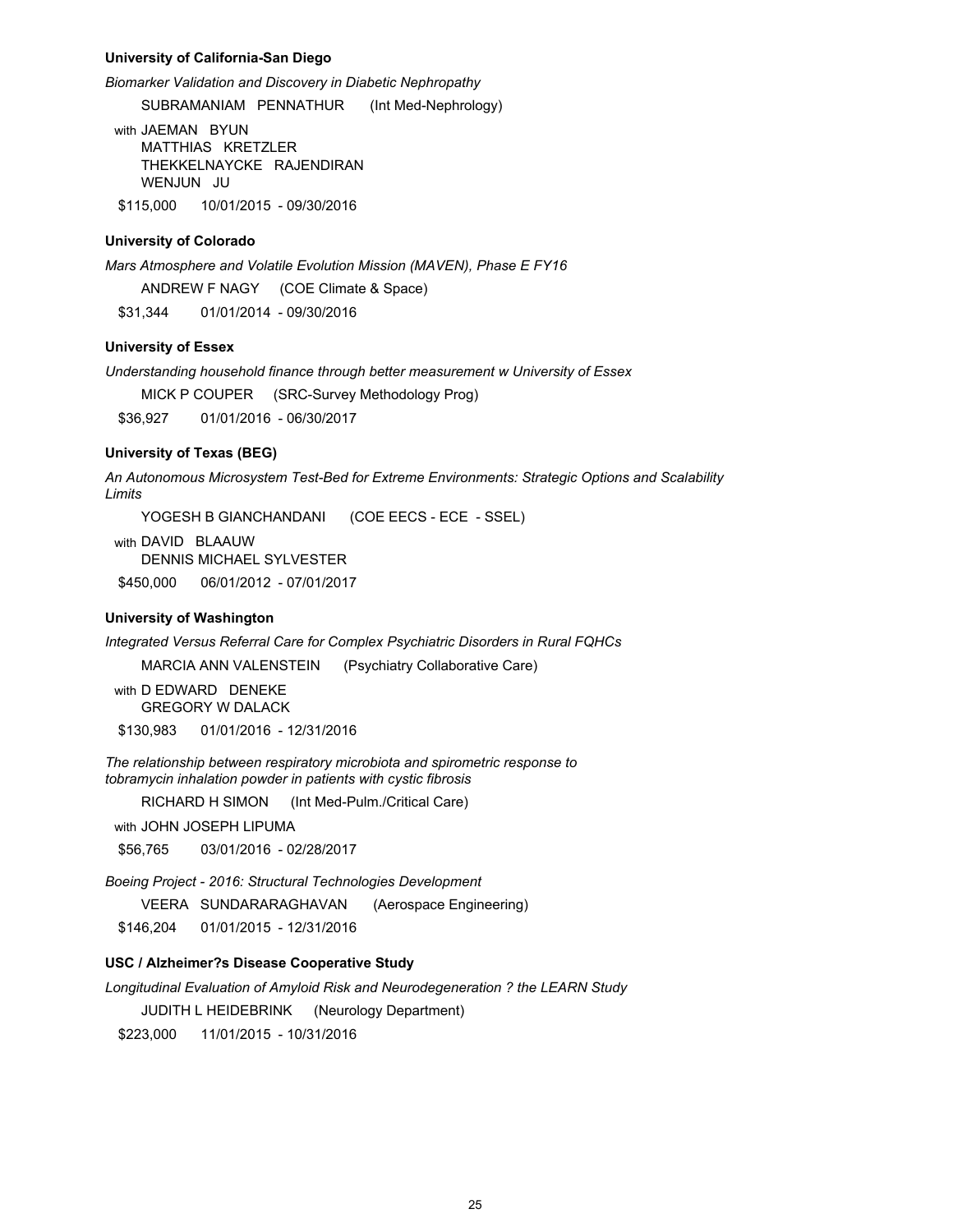**University of California-San Diego**

*Biomarker Validation and Discovery in Diabetic Nephropathy*

SUBRAMANIAM PENNATHUR (Int Med-Nephrology)

with JAEMAN BYUN
MATTHIAS KRETZLER
THEKKELNAYCKE RAJENDIRAN
WENJUN JU

$115,000 10/01/2015 - 09/30/2016

**University of Colorado**

*Mars Atmosphere and Volatile Evolution Mission (MAVEN), Phase E FY16*

ANDREW F NAGY (COE Climate & Space)

$31,344 01/01/2014 - 09/30/2016

**University of Essex**

*Understanding household finance through better measurement w University of Essex*

MICK P COUPER (SRC-Survey Methodology Prog)

$36,927 01/01/2016 - 06/30/2017

**University of Texas (BEG)**

*An Autonomous Microsystem Test-Bed for Extreme Environments: Strategic Options and Scalability Limits*

YOGESH B GIANCHANDANI (COE EECS - ECE - SSEL)

with DAVID BLAAUW
DENNIS MICHAEL SYLVESTER

$450,000 06/01/2012 - 07/01/2017

**University of Washington**

*Integrated Versus Referral Care for Complex Psychiatric Disorders in Rural FQHCs*

MARCIA ANN VALENSTEIN (Psychiatry Collaborative Care)

with D EDWARD DENEKE
GREGORY W DALACK

$130,983 01/01/2016 - 12/31/2016

*The relationship between respiratory microbiota and spirometric response to tobramycin inhalation powder in patients with cystic fibrosis*

RICHARD H SIMON (Int Med-Pulm./Critical Care)

with JOHN JOSEPH LIPUMA

$56,765 03/01/2016 - 02/28/2017

*Boeing Project - 2016: Structural Technologies Development*

VEERA SUNDARARAGHAVAN (Aerospace Engineering)

$146,204 01/01/2015 - 12/31/2016

**USC / Alzheimer?s Disease Cooperative Study**

*Longitudinal Evaluation of Amyloid Risk and Neurodegeneration ? the LEARN Study*

JUDITH L HEIDEBRINK (Neurology Department)

$223,000 11/01/2015 - 10/31/2016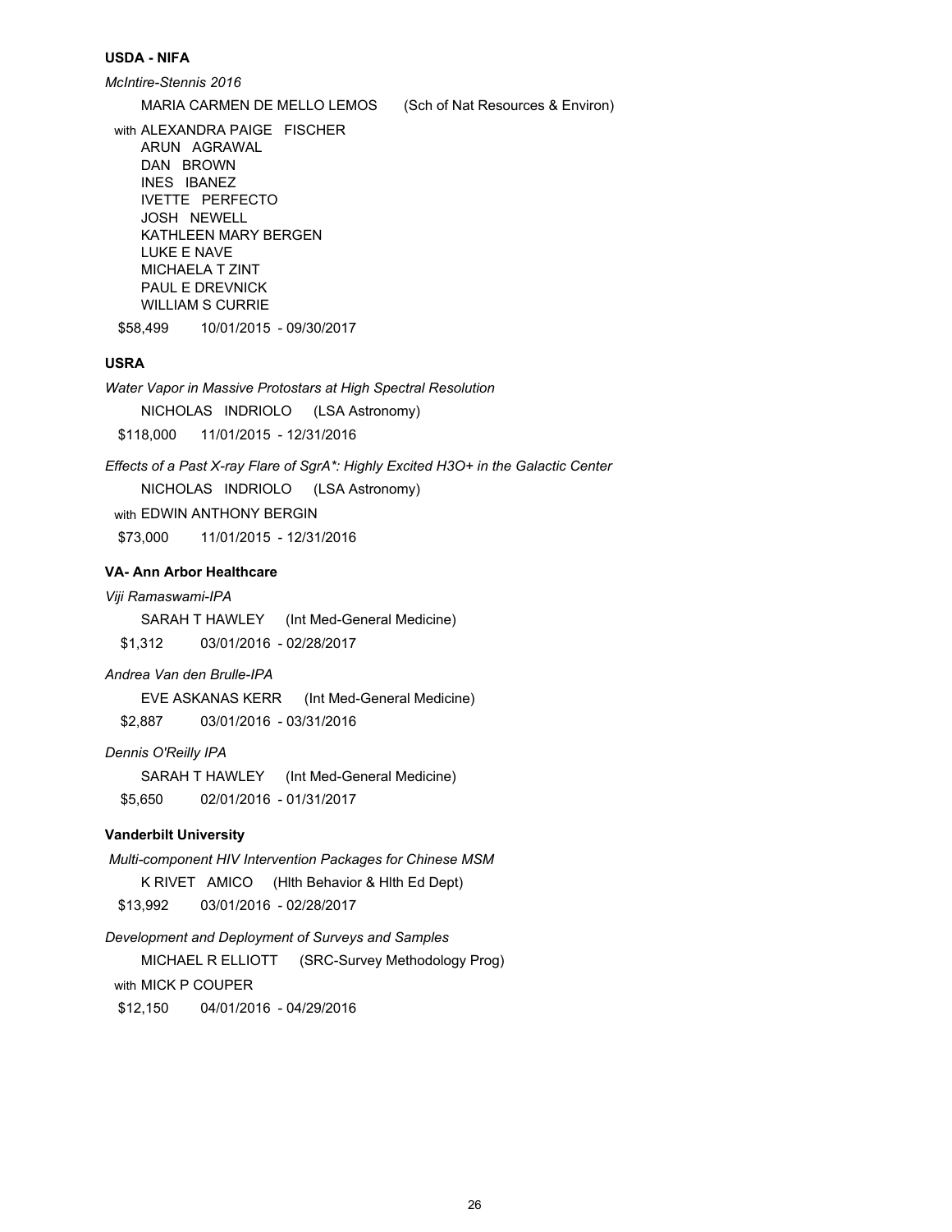**USDA - NIFA**

*McIntire-Stennis 2016*

MARIA CARMEN DE MELLO LEMOS (Sch of Nat Resources & Environ)

with ALEXANDRA PAIGE FISCHER
ARUN AGRAWAL
DAN BROWN
INES IBANEZ
IVETTE PERFECTO
JOSH NEWELL
KATHLEEN MARY BERGEN
LUKE E NAVE
MICHAELA T ZINT
PAUL E DREVNICK
WILLIAM S CURRIE

$58,499 10/01/2015 - 09/30/2017

**USRA**

*Water Vapor in Massive Protostars at High Spectral Resolution*

NICHOLAS INDRIOLO (LSA Astronomy)

$118,000 11/01/2015 - 12/31/2016

*Effects of a Past X-ray Flare of SgrA*: Highly Excited H3O+ in the Galactic Center*

NICHOLAS INDRIOLO (LSA Astronomy)

with EDWIN ANTHONY BERGIN

$73,000 11/01/2015 - 12/31/2016

**VA- Ann Arbor Healthcare**

*Viji Ramaswami-IPA*

SARAH T HAWLEY (Int Med-General Medicine)

$1,312 03/01/2016 - 02/28/2017

*Andrea Van den Brulle-IPA*

EVE ASKANAS KERR (Int Med-General Medicine)

$2,887 03/01/2016 - 03/31/2016

*Dennis O'Reilly IPA*

SARAH T HAWLEY (Int Med-General Medicine)

$5,650 02/01/2016 - 01/31/2017

**Vanderbilt University**

*Multi-component HIV Intervention Packages for Chinese MSM*

K RIVET AMICO (Hlth Behavior & Hlth Ed Dept)

$13,992 03/01/2016 - 02/28/2017

*Development and Deployment of Surveys and Samples*

MICHAEL R ELLIOTT (SRC-Survey Methodology Prog)

with MICK P COUPER

$12,150 04/01/2016 - 04/29/2016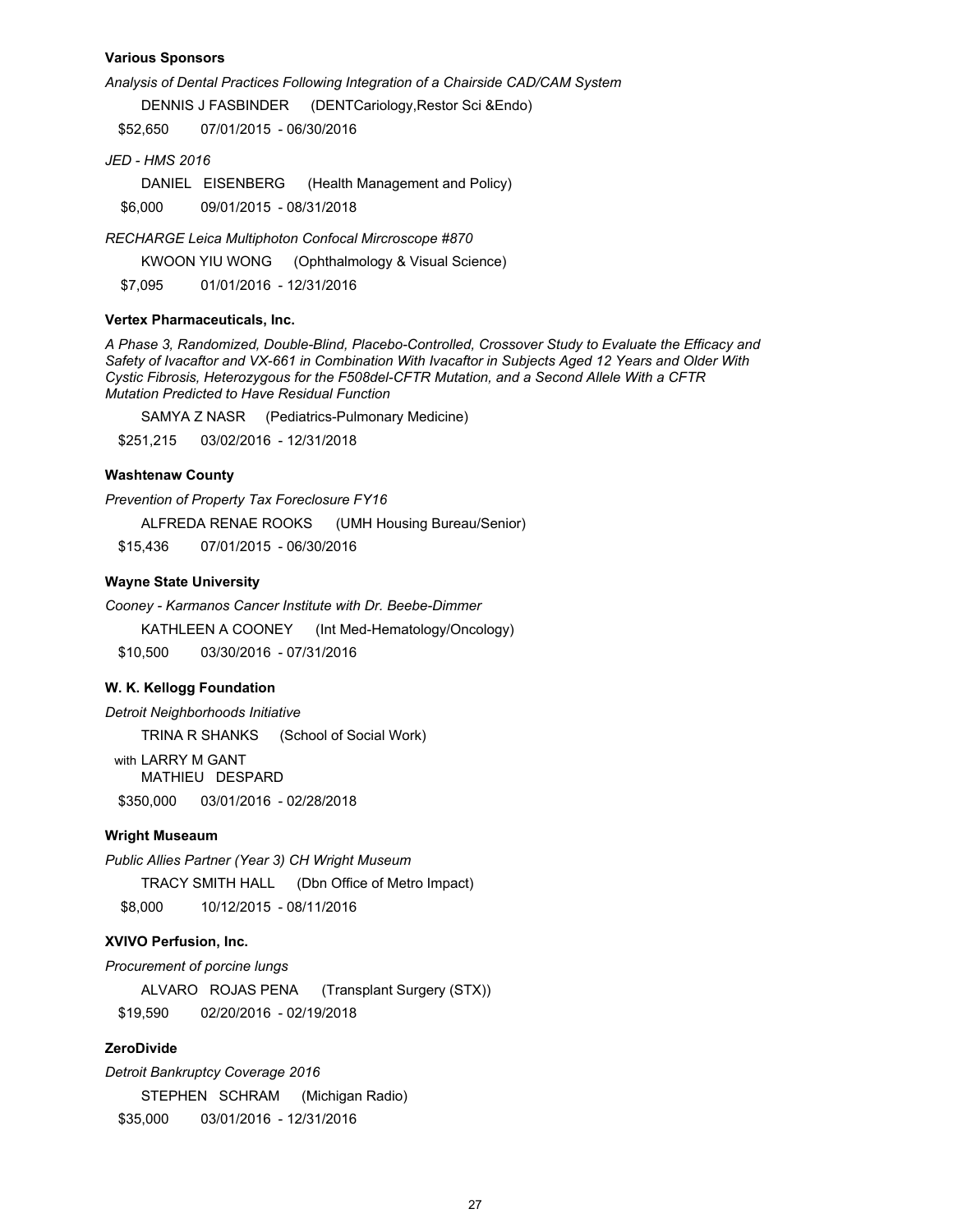**Various Sponsors**

*Analysis of Dental Practices Following Integration of a Chairside CAD/CAM System*

DENNIS J FASBINDER (DENTCariology,Restor Sci &Endo)

$52,650 07/01/2015 - 06/30/2016

*JED - HMS 2016*

DANIEL EISENBERG (Health Management and Policy)

$6,000 09/01/2015 - 08/31/2018

*RECHARGE Leica Multiphoton Confocal Mircroscope #870*

KWOON YIU WONG (Ophthalmology & Visual Science)

$7,095 01/01/2016 - 12/31/2016

**Vertex Pharmaceuticals, Inc.**

*A Phase 3, Randomized, Double-Blind, Placebo-Controlled, Crossover Study to Evaluate the Efficacy and Safety of Ivacaftor and VX-661 in Combination With Ivacaftor in Subjects Aged 12 Years and Older With Cystic Fibrosis, Heterozygous for the F508del-CFTR Mutation, and a Second Allele With a CFTR Mutation Predicted to Have Residual Function*

SAMYA Z NASR (Pediatrics-Pulmonary Medicine)

$251,215 03/02/2016 - 12/31/2018

**Washtenaw County**

*Prevention of Property Tax Foreclosure FY16*

ALFREDA RENAE ROOKS (UMH Housing Bureau/Senior)

$15,436 07/01/2015 - 06/30/2016

**Wayne State University**

*Cooney - Karmanos Cancer Institute with Dr. Beebe-Dimmer*

KATHLEEN A COONEY (Int Med-Hematology/Oncology)

$10,500 03/30/2016 - 07/31/2016

**W. K. Kellogg Foundation**

*Detroit Neighborhoods Initiative*

TRINA R SHANKS (School of Social Work)

with LARRY M GANT
MATHIEU DESPARD

$350,000 03/01/2016 - 02/28/2018

**Wright Museaum**

*Public Allies Partner (Year 3) CH Wright Museum*

TRACY SMITH HALL (Dbn Office of Metro Impact)

$8,000 10/12/2015 - 08/11/2016

**XVIVO Perfusion, Inc.**

*Procurement of porcine lungs*

ALVARO ROJAS PENA (Transplant Surgery (STX))

$19,590 02/20/2016 - 02/19/2018

**ZeroDivide**

*Detroit Bankruptcy Coverage 2016*

STEPHEN SCHRAM (Michigan Radio)

$35,000 03/01/2016 - 12/31/2016